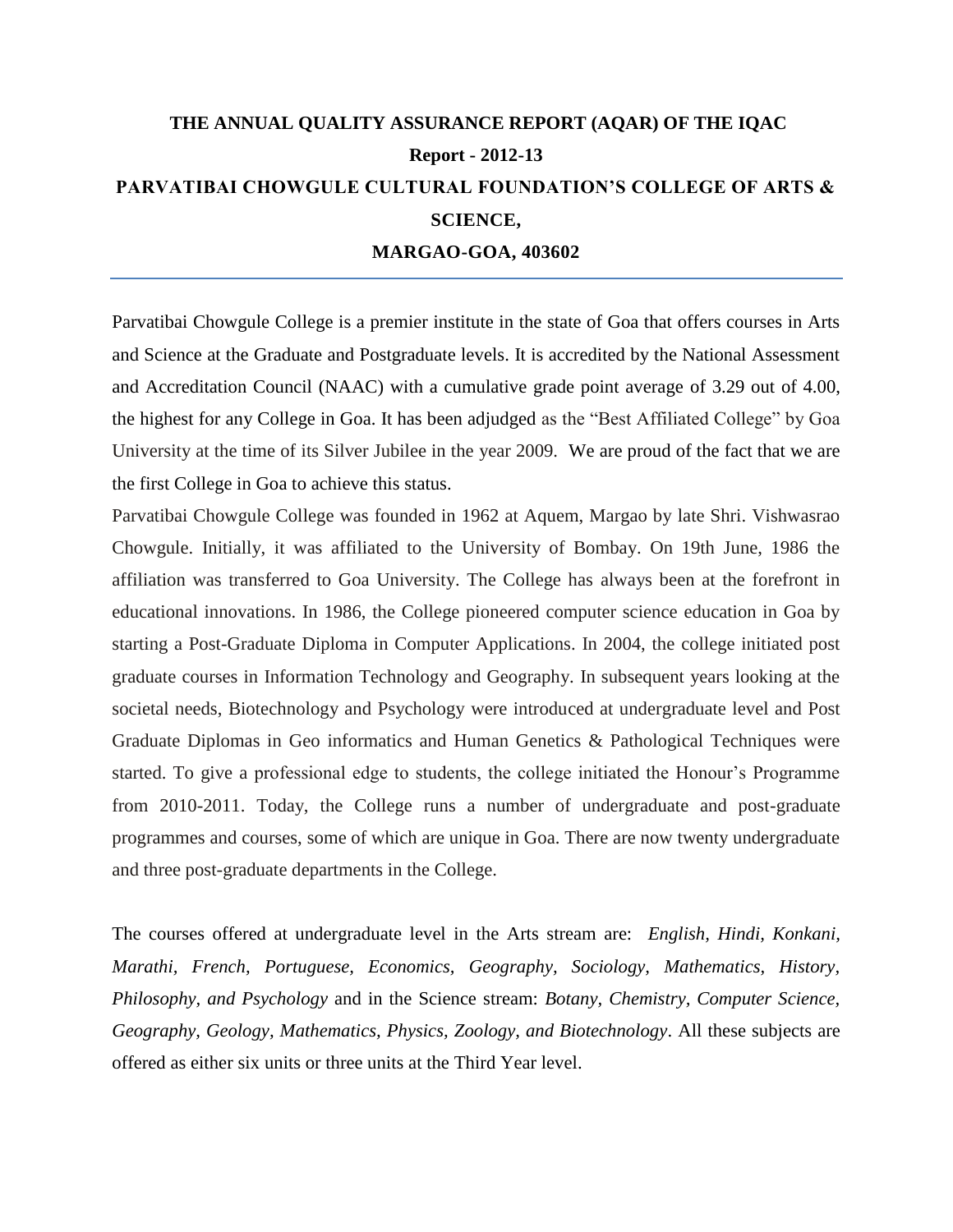# THE ANNUAL QUALITY ASSURANCE REPORT (AQAR) OF THE IQAC

## Report - 2012-13

## PARVATIBAI CHOWGULE CULTURAL FOUNDATION'S COLLEGE OF ARTS & SCIENCE,

## MARGAO-GOA, 403602

---

Parvatibai Chowgule College is a premier institute in the state of Goa that offers courses in Arts and Science at the Graduate and Postgraduate levels. It is accredited by the National Assessment and Accreditation Council (NAAC) with a cumulative grade point average of 3.29 out of 4.00, the highest for any College in Goa. It has been adjudged as the "Best Affiliated College" by Goa University at the time of its Silver Jubilee in the year 2009. We are proud of the fact that we are the first College in Goa to achieve this status.

Parvatibai Chowgule College was founded in 1962 at Aquem, Margao by late Shri. Vishwasrao Chowgule. Initially, it was affiliated to the University of Bombay. On 19th June, 1986 the affiliation was transferred to Goa University. The College has always been at the forefront in educational innovations. In 1986, the College pioneered computer science education in Goa by starting a Post-Graduate Diploma in Computer Applications. In 2004, the college initiated post graduate courses in Information Technology and Geography. In subsequent years looking at the societal needs, Biotechnology and Psychology were introduced at undergraduate level and Post Graduate Diplomas in Geo informatics and Human Genetics & Pathological Techniques were started. To give a professional edge to students, the college initiated the Honour's Programme from 2010-2011. Today, the College runs a number of undergraduate and post-graduate programmes and courses, some of which are unique in Goa. There are now twenty undergraduate and three post-graduate departments in the College.

The courses offered at undergraduate level in the Arts stream are: *English, Hindi, Konkani, Marathi, French, Portuguese, Economics, Geography, Sociology, Mathematics, History, Philosophy, and Psychology* and in the Science stream: *Botany, Chemistry, Computer Science, Geography, Geology, Mathematics, Physics, Zoology, and Biotechnology*. All these subjects are offered as either six units or three units at the Third Year level.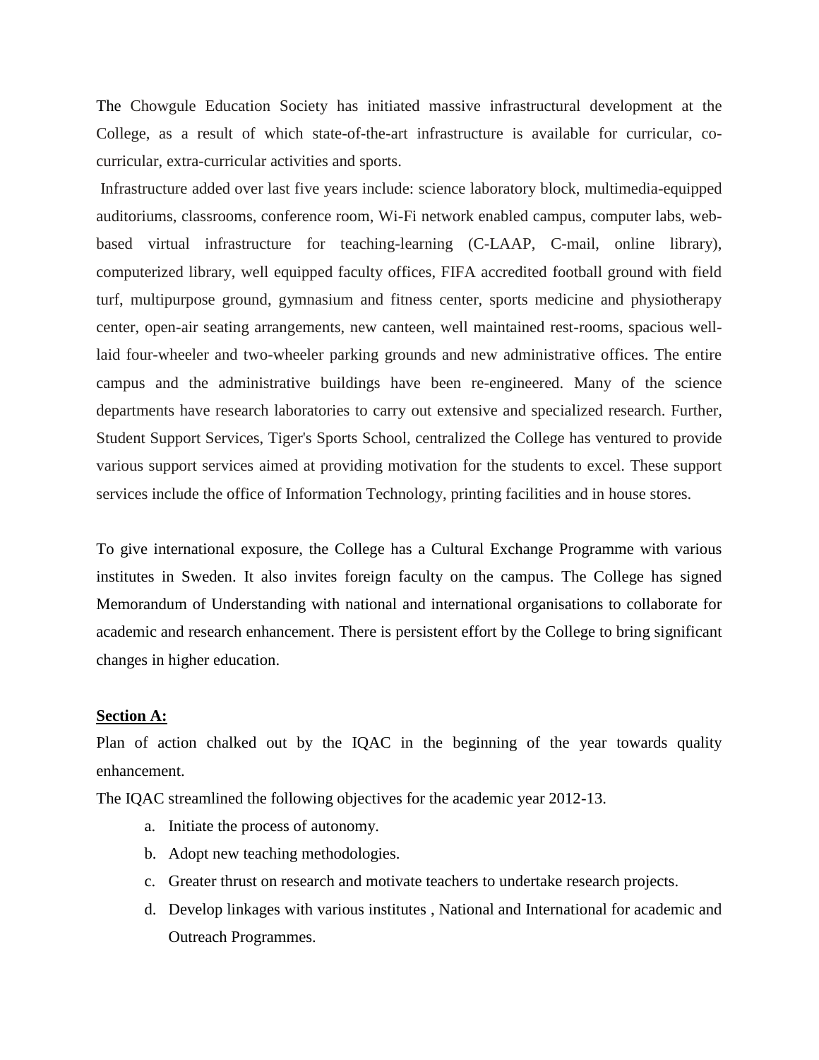The Chowgule Education Society has initiated massive infrastructural development at the College, as a result of which state-of-the-art infrastructure is available for curricular, co-curricular, extra-curricular activities and sports.

Infrastructure added over last five years include: science laboratory block, multimedia-equipped auditoriums, classrooms, conference room, Wi-Fi network enabled campus, computer labs, web-based virtual infrastructure for teaching-learning (C-LAAP, C-mail, online library), computerized library, well equipped faculty offices, FIFA accredited football ground with field turf, multipurpose ground, gymnasium and fitness center, sports medicine and physiotherapy center, open-air seating arrangements, new canteen, well maintained rest-rooms, spacious well-laid four-wheeler and two-wheeler parking grounds and new administrative offices. The entire campus and the administrative buildings have been re-engineered. Many of the science departments have research laboratories to carry out extensive and specialized research. Further, Student Support Services, Tiger's Sports School, centralized the College has ventured to provide various support services aimed at providing motivation for the students to excel. These support services include the office of Information Technology, printing facilities and in house stores.

To give international exposure, the College has a Cultural Exchange Programme with various institutes in Sweden. It also invites foreign faculty on the campus. The College has signed Memorandum of Understanding with national and international organisations to collaborate for academic and research enhancement. There is persistent effort by the College to bring significant changes in higher education.

**Section A:**

Plan of action chalked out by the IQAC in the beginning of the year towards quality enhancement.

The IQAC streamlined the following objectives for the academic year 2012-13.

a. Initiate the process of autonomy.
b. Adopt new teaching methodologies.
c. Greater thrust on research and motivate teachers to undertake research projects.
d. Develop linkages with various institutes , National and International for academic and Outreach Programmes.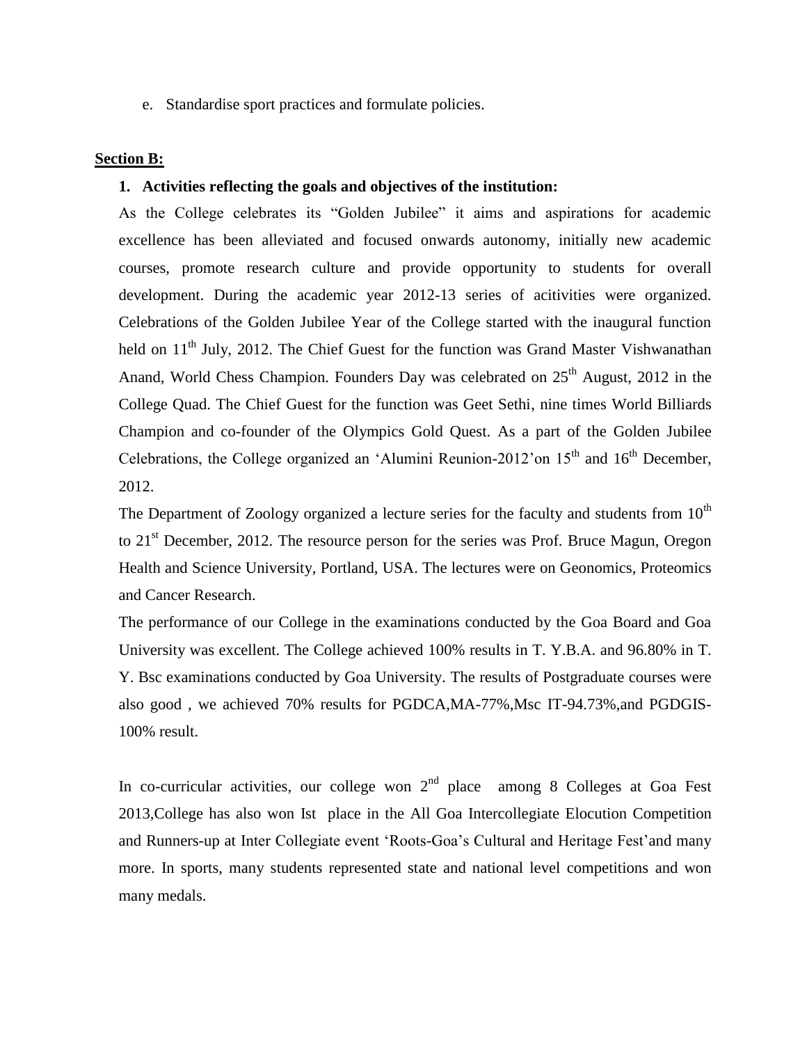e. Standardise sport practices and formulate policies.

**Section B:**

**1. Activities reflecting the goals and objectives of the institution:**

As the College celebrates its "Golden Jubilee" it aims and aspirations for academic excellence has been alleviated and focused onwards autonomy, initially new academic courses, promote research culture and provide opportunity to students for overall development. During the academic year 2012-13 series of acitivities were organized. Celebrations of the Golden Jubilee Year of the College started with the inaugural function held on 11th July, 2012. The Chief Guest for the function was Grand Master Vishwanathan Anand, World Chess Champion. Founders Day was celebrated on 25th August, 2012 in the College Quad. The Chief Guest for the function was Geet Sethi, nine times World Billiards Champion and co-founder of the Olympics Gold Quest. As a part of the Golden Jubilee Celebrations, the College organized an 'Alumini Reunion-2012'on 15th and 16th December, 2012.

The Department of Zoology organized a lecture series for the faculty and students from 10th to 21st December, 2012. The resource person for the series was Prof. Bruce Magun, Oregon Health and Science University, Portland, USA. The lectures were on Geonomics, Proteomics and Cancer Research.

The performance of our College in the examinations conducted by the Goa Board and Goa University was excellent. The College achieved 100% results in T. Y.B.A. and 96.80% in T. Y. Bsc examinations conducted by Goa University. The results of Postgraduate courses were also good , we achieved 70% results for PGDCA,MA-77%,Msc IT-94.73%,and PGDGIS-100% result.

In co-curricular activities, our college won 2nd place among 8 Colleges at Goa Fest 2013,College has also won Ist place in the All Goa Intercollegiate Elocution Competition and Runners-up at Inter Collegiate event 'Roots-Goa's Cultural and Heritage Fest'and many more. In sports, many students represented state and national level competitions and won many medals.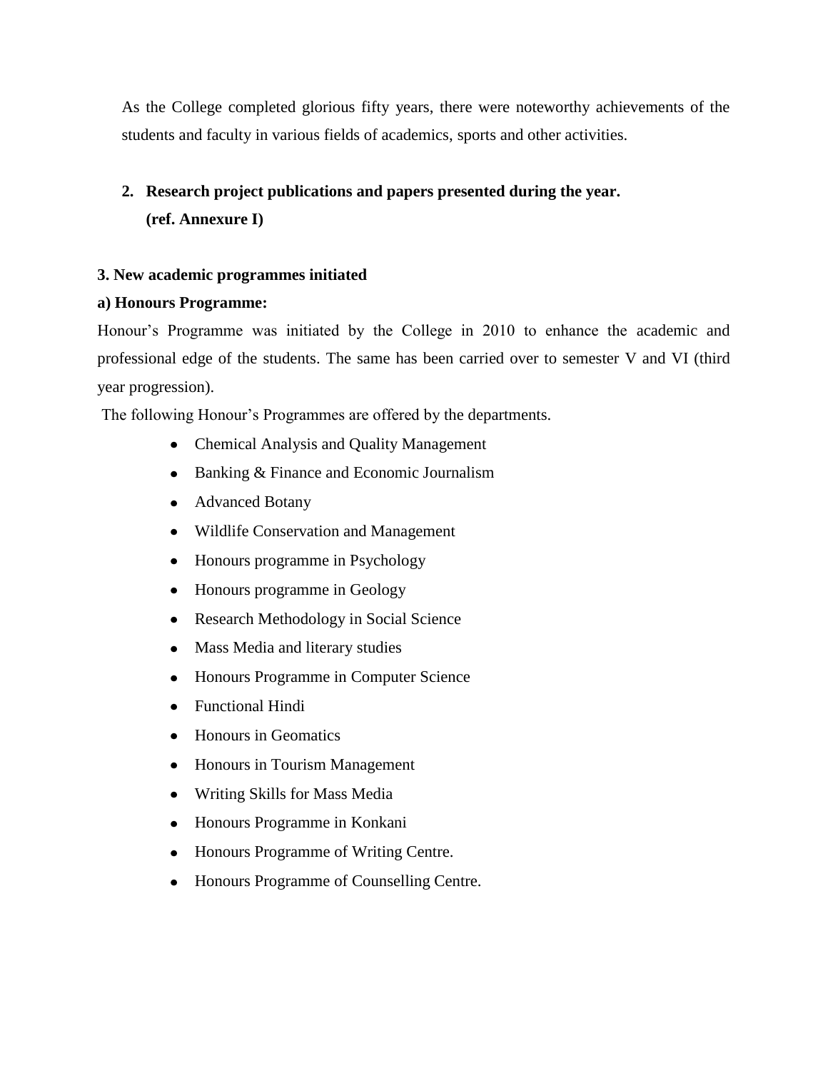As the College completed glorious fifty years, there were noteworthy achievements of the students and faculty in various fields of academics, sports and other activities.

**2. Research project publications and papers presented during the year. (ref. Annexure I)**

**3. New academic programmes initiated**

**a) Honours Programme:**

Honour's Programme was initiated by the College in 2010 to enhance the academic and professional edge of the students. The same has been carried over to semester V and VI (third year progression).

The following Honour's Programmes are offered by the departments.

- Chemical Analysis and Quality Management
- Banking & Finance and Economic Journalism
- Advanced Botany
- Wildlife Conservation and Management
- Honours programme in Psychology
- Honours programme in Geology
- Research Methodology in Social Science
- Mass Media and literary studies
- Honours Programme in Computer Science
- Functional Hindi
- Honours in Geomatics
- Honours in Tourism Management
- Writing Skills for Mass Media
- Honours Programme in Konkani
- Honours Programme of Writing Centre.
- Honours Programme of Counselling Centre.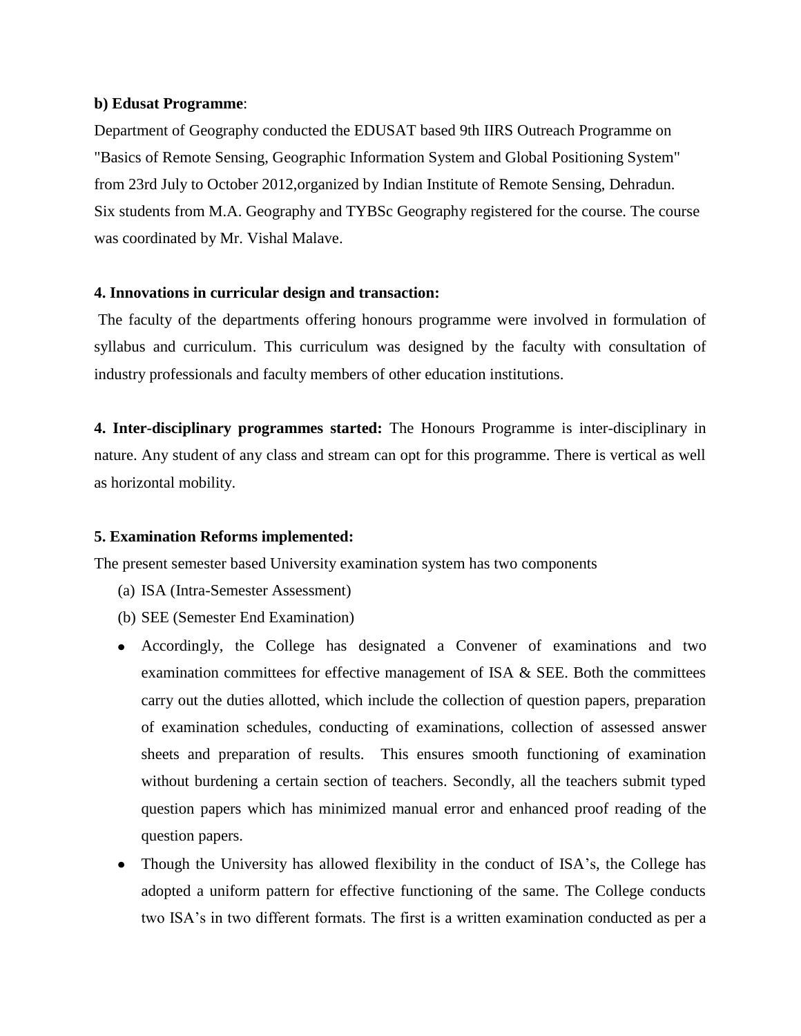**b) Edusat Programme**:

Department of Geography conducted the EDUSAT based 9th IIRS Outreach Programme on "Basics of Remote Sensing, Geographic Information System and Global Positioning System" from 23rd July to October 2012,organized by Indian Institute of Remote Sensing, Dehradun. Six students from M.A. Geography and TYBSc Geography registered for the course. The course was coordinated by Mr. Vishal Malave.

**4. Innovations in curricular design and transaction:**

The faculty of the departments offering honours programme were involved in formulation of syllabus and curriculum. This curriculum was designed by the faculty with consultation of industry professionals and faculty members of other education institutions.

**4. Inter-disciplinary programmes started:** The Honours Programme is inter-disciplinary in nature. Any student of any class and stream can opt for this programme. There is vertical as well as horizontal mobility.

**5. Examination Reforms implemented:**

The present semester based University examination system has two components

(a) ISA (Intra-Semester Assessment)
(b) SEE (Semester End Examination)

- Accordingly, the College has designated a Convener of examinations and two examination committees for effective management of ISA & SEE. Both the committees carry out the duties allotted, which include the collection of question papers, preparation of examination schedules, conducting of examinations, collection of assessed answer sheets and preparation of results. This ensures smooth functioning of examination without burdening a certain section of teachers. Secondly, all the teachers submit typed question papers which has minimized manual error and enhanced proof reading of the question papers.
- Though the University has allowed flexibility in the conduct of ISA's, the College has adopted a uniform pattern for effective functioning of the same. The College conducts two ISA's in two different formats. The first is a written examination conducted as per a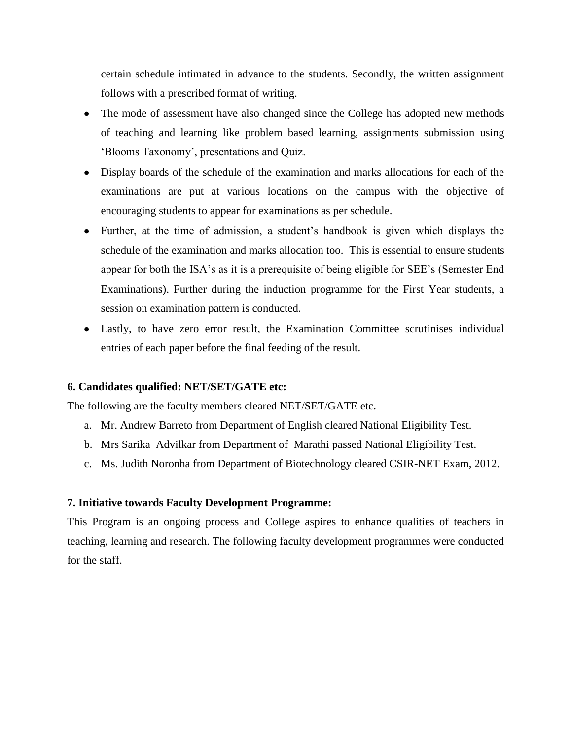certain schedule intimated in advance to the students. Secondly, the written assignment follows with a prescribed format of writing.

- The mode of assessment have also changed since the College has adopted new methods of teaching and learning like problem based learning, assignments submission using 'Blooms Taxonomy', presentations and Quiz.
- Display boards of the schedule of the examination and marks allocations for each of the examinations are put at various locations on the campus with the objective of encouraging students to appear for examinations as per schedule.
- Further, at the time of admission, a student's handbook is given which displays the schedule of the examination and marks allocation too. This is essential to ensure students appear for both the ISA's as it is a prerequisite of being eligible for SEE's (Semester End Examinations). Further during the induction programme for the First Year students, a session on examination pattern is conducted.
- Lastly, to have zero error result, the Examination Committee scrutinises individual entries of each paper before the final feeding of the result.

**6. Candidates qualified: NET/SET/GATE etc:**

The following are the faculty members cleared NET/SET/GATE etc.

a. Mr. Andrew Barreto from Department of English cleared National Eligibility Test.
b. Mrs Sarika Advilkar from Department of Marathi passed National Eligibility Test.
c. Ms. Judith Noronha from Department of Biotechnology cleared CSIR-NET Exam, 2012.

**7. Initiative towards Faculty Development Programme:**

This Program is an ongoing process and College aspires to enhance qualities of teachers in teaching, learning and research. The following faculty development programmes were conducted for the staff.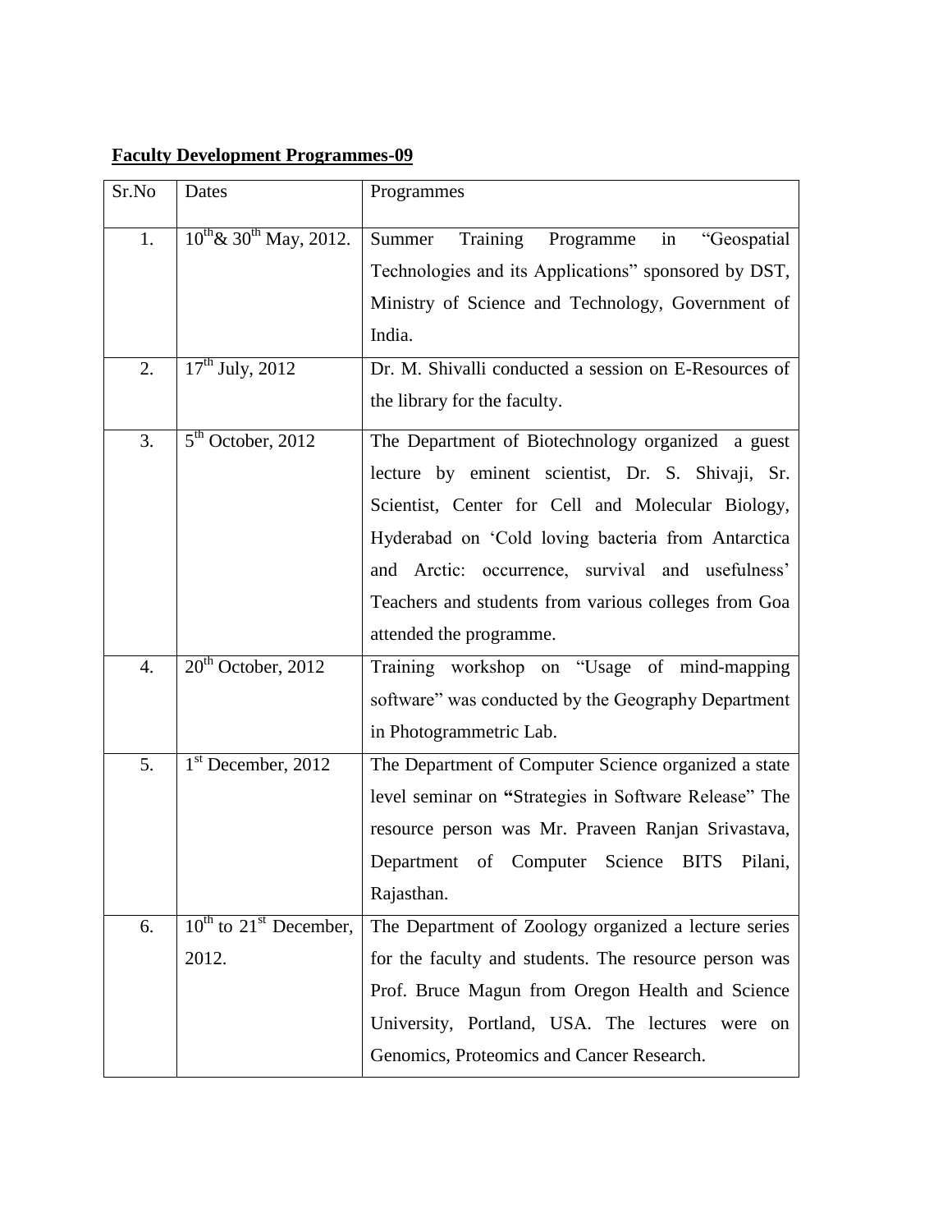**Faculty Development Programmes-09**

| Sr.No | Dates | Programmes |
|---|---|---|
| 1. | 10th & 30th May, 2012. | Summer Training Programme in "Geospatial Technologies and its Applications" sponsored by DST, Ministry of Science and Technology, Government of India. |
| 2. | 17th July, 2012 | Dr. M. Shivalli conducted a session on E-Resources of the library for the faculty. |
| 3. | 5th October, 2012 | The Department of Biotechnology organized a guest lecture by eminent scientist, Dr. S. Shivaji, Sr. Scientist, Center for Cell and Molecular Biology, Hyderabad on 'Cold loving bacteria from Antarctica and Arctic: occurrence, survival and usefulness' Teachers and students from various colleges from Goa attended the programme. |
| 4. | 20th October, 2012 | Training workshop on "Usage of mind-mapping software" was conducted by the Geography Department in Photogrammetric Lab. |
| 5. | 1st December, 2012 | The Department of Computer Science organized a state level seminar on **"**Strategies in Software Release" The resource person was Mr. Praveen Ranjan Srivastava, Department of Computer Science BITS Pilani, Rajasthan. |
| 6. | 10th to 21st December, 2012. | The Department of Zoology organized a lecture series for the faculty and students. The resource person was Prof. Bruce Magun from Oregon Health and Science University, Portland, USA. The lectures were on Genomics, Proteomics and Cancer Research. |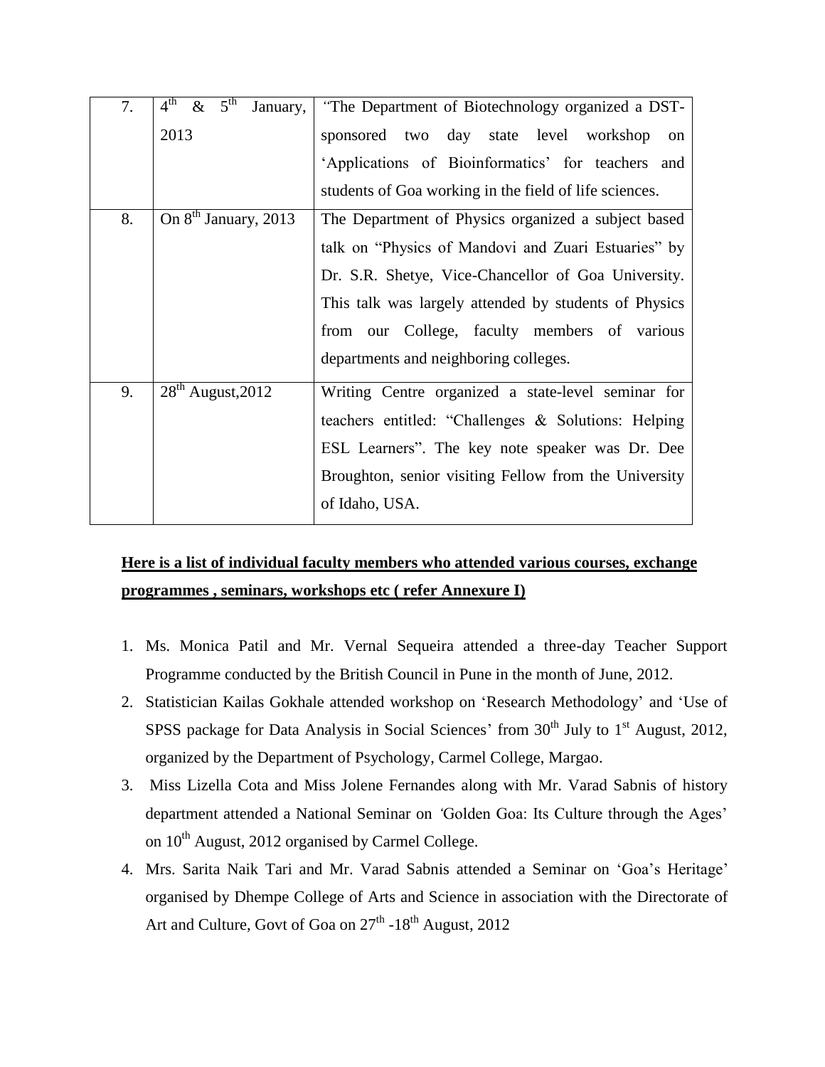| | | |
|---|---|---|
| 7. | 4th & 5th January, 2013 | "The Department of Biotechnology organized a DST-sponsored two day state level workshop on 'Applications of Bioinformatics' for teachers and students of Goa working in the field of life sciences. |
| 8. | On 8th January, 2013 | The Department of Physics organized a subject based talk on "Physics of Mandovi and Zuari Estuaries" by Dr. S.R. Shetye, Vice-Chancellor of Goa University. This talk was largely attended by students of Physics from our College, faculty members of various departments and neighboring colleges. |
| 9. | 28th August,2012 | Writing Centre organized a state-level seminar for teachers entitled: "Challenges & Solutions: Helping ESL Learners". The key note speaker was Dr. Dee Broughton, senior visiting Fellow from the University of Idaho, USA. |

**Here is a list of individual faculty members who attended various courses, exchange programmes , seminars, workshops etc ( refer Annexure I)**

1. Ms. Monica Patil and Mr. Vernal Sequeira attended a three-day Teacher Support Programme conducted by the British Council in Pune in the month of June, 2012.
2. Statistician Kailas Gokhale attended workshop on 'Research Methodology' and 'Use of SPSS package for Data Analysis in Social Sciences' from 30th July to 1st August, 2012, organized by the Department of Psychology, Carmel College, Margao.
3. Miss Lizella Cota and Miss Jolene Fernandes along with Mr. Varad Sabnis of history department attended a National Seminar on *'*Golden Goa: Its Culture through the Ages' on 10th August, 2012 organised by Carmel College.
4. Mrs. Sarita Naik Tari and Mr. Varad Sabnis attended a Seminar on 'Goa's Heritage' organised by Dhempe College of Arts and Science in association with the Directorate of Art and Culture, Govt of Goa on 27th -18th August, 2012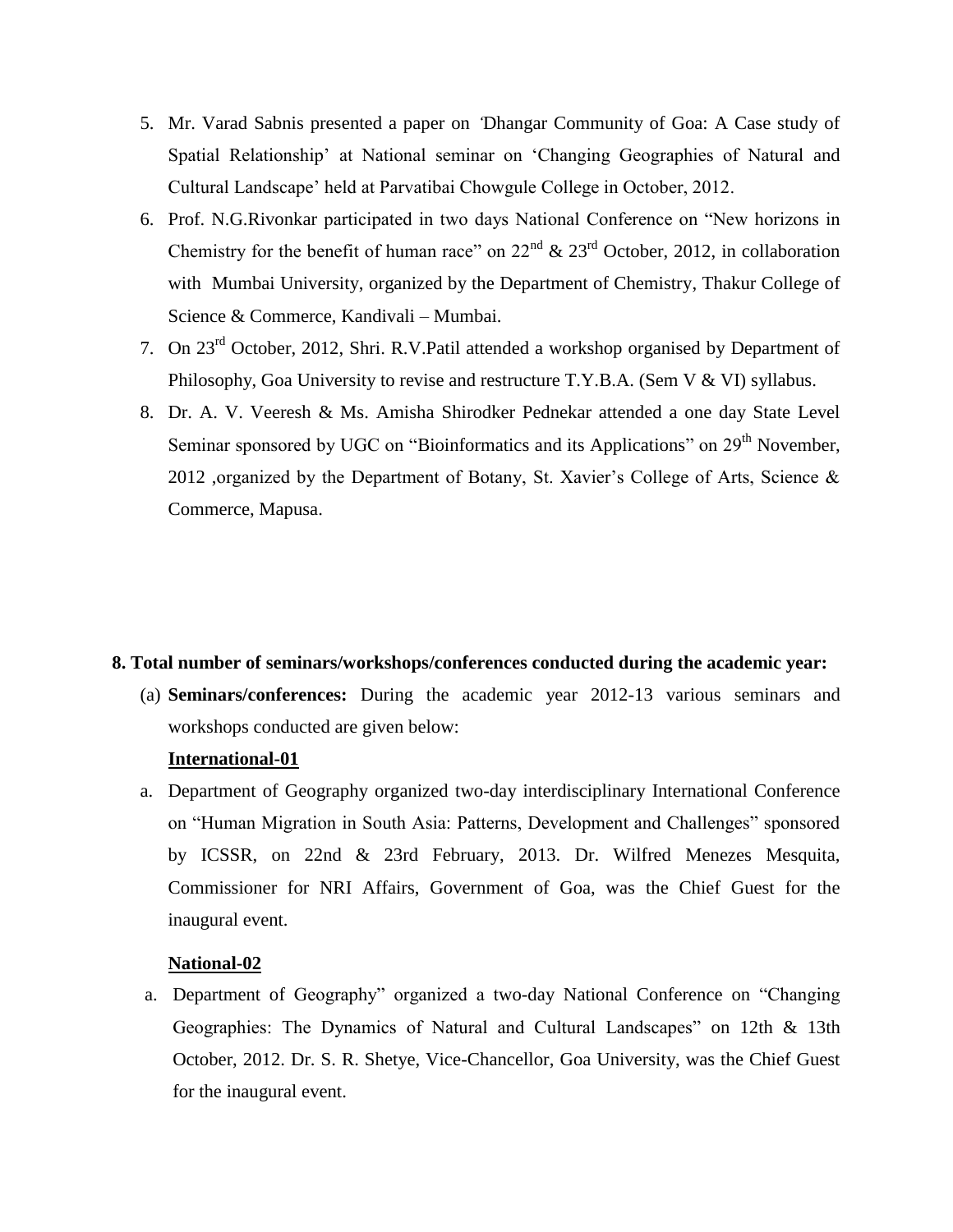5. Mr. Varad Sabnis presented a paper on 'Dhangar Community of Goa: A Case study of Spatial Relationship' at National seminar on 'Changing Geographies of Natural and Cultural Landscape' held at Parvatibai Chowgule College in October, 2012.
6. Prof. N.G.Rivonkar participated in two days National Conference on "New horizons in Chemistry for the benefit of human race" on 22nd & 23rd October, 2012, in collaboration with Mumbai University, organized by the Department of Chemistry, Thakur College of Science & Commerce, Kandivali – Mumbai.
7. On 23rd October, 2012, Shri. R.V.Patil attended a workshop organised by Department of Philosophy, Goa University to revise and restructure T.Y.B.A. (Sem V & VI) syllabus.
8. Dr. A. V. Veeresh & Ms. Amisha Shirodker Pednekar attended a one day State Level Seminar sponsored by UGC on "Bioinformatics and its Applications" on 29th November, 2012 ,organized by the Department of Botany, St. Xavier's College of Arts, Science & Commerce, Mapusa.

**8. Total number of seminars/workshops/conferences conducted during the academic year:**

(a) **Seminars/conferences:** During the academic year 2012-13 various seminars and workshops conducted are given below:

**International-01**

a. Department of Geography organized two-day interdisciplinary International Conference on "Human Migration in South Asia: Patterns, Development and Challenges" sponsored by ICSSR, on 22nd & 23rd February, 2013. Dr. Wilfred Menezes Mesquita, Commissioner for NRI Affairs, Government of Goa, was the Chief Guest for the inaugural event.

**National-02**

a. Department of Geography" organized a two-day National Conference on "Changing Geographies: The Dynamics of Natural and Cultural Landscapes" on 12th & 13th October, 2012. Dr. S. R. Shetye, Vice-Chancellor, Goa University, was the Chief Guest for the inaugural event.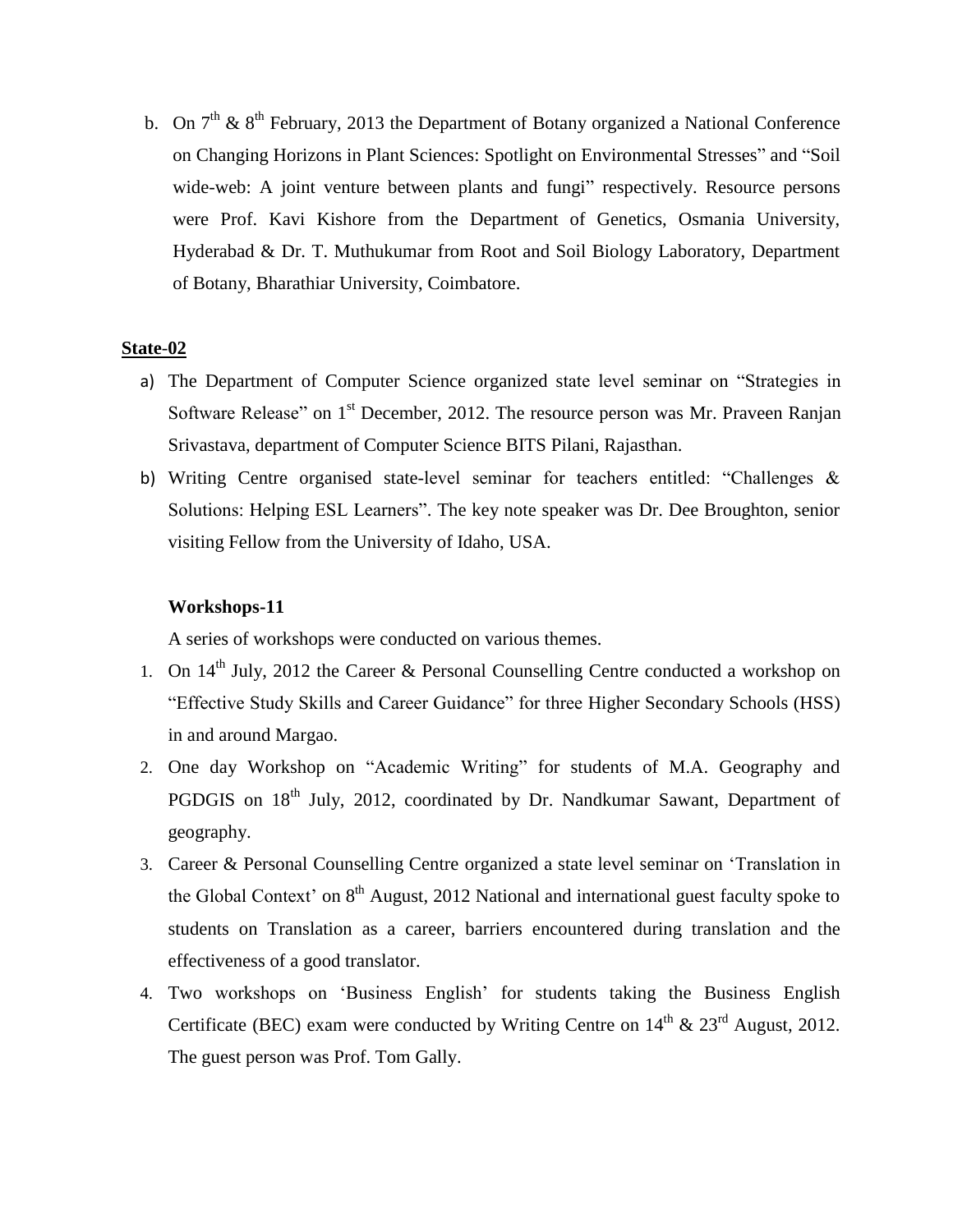b. On 7th & 8th February, 2013 the Department of Botany organized a National Conference on Changing Horizons in Plant Sciences: Spotlight on Environmental Stresses" and "Soil wide-web: A joint venture between plants and fungi" respectively. Resource persons were Prof. Kavi Kishore from the Department of Genetics, Osmania University, Hyderabad & Dr. T. Muthukumar from Root and Soil Biology Laboratory, Department of Botany, Bharathiar University, Coimbatore.

**State-02**

a) The Department of Computer Science organized state level seminar on "Strategies in Software Release" on 1st December, 2012. The resource person was Mr. Praveen Ranjan Srivastava, department of Computer Science BITS Pilani, Rajasthan.

b) Writing Centre organised state-level seminar for teachers entitled: "Challenges & Solutions: Helping ESL Learners". The key note speaker was Dr. Dee Broughton, senior visiting Fellow from the University of Idaho, USA.

**Workshops-11**

A series of workshops were conducted on various themes.

1. On 14th July, 2012 the Career & Personal Counselling Centre conducted a workshop on "Effective Study Skills and Career Guidance" for three Higher Secondary Schools (HSS) in and around Margao.
2. One day Workshop on "Academic Writing" for students of M.A. Geography and PGDGIS on 18th July, 2012, coordinated by Dr. Nandkumar Sawant, Department of geography.
3. Career & Personal Counselling Centre organized a state level seminar on 'Translation in the Global Context' on 8th August, 2012 National and international guest faculty spoke to students on Translation as a career, barriers encountered during translation and the effectiveness of a good translator.
4. Two workshops on 'Business English' for students taking the Business English Certificate (BEC) exam were conducted by Writing Centre on 14th & 23rd August, 2012. The guest person was Prof. Tom Gally.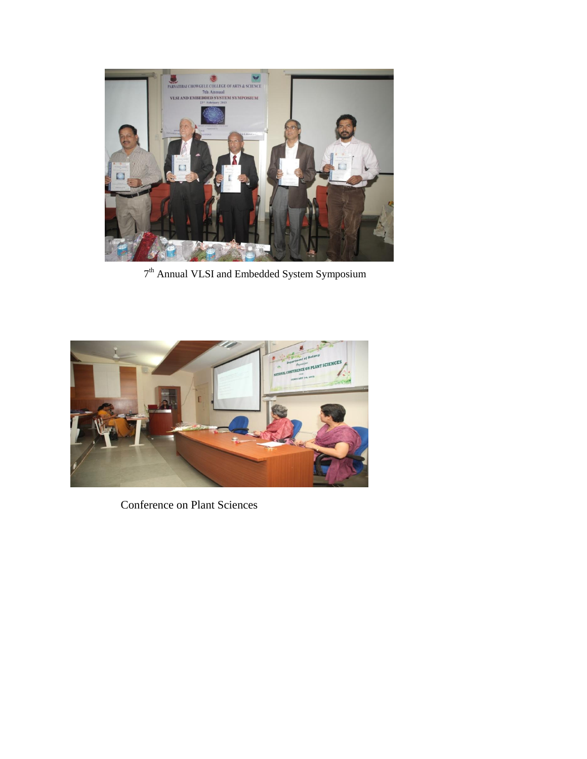7th Annual VLSI and Embedded System Symposium

Conference on Plant Sciences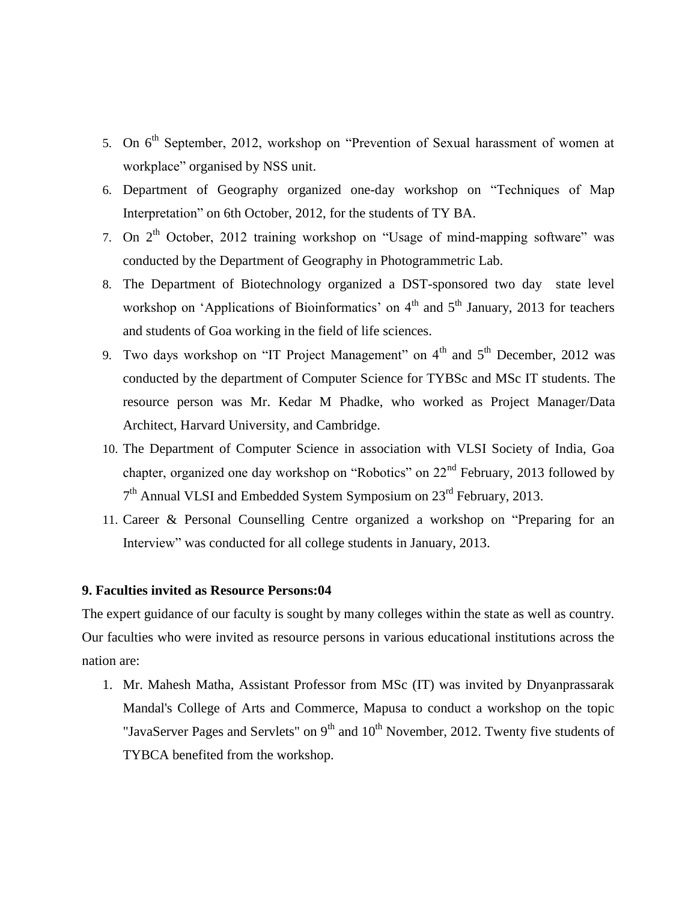5. On 6th September, 2012, workshop on "Prevention of Sexual harassment of women at workplace" organised by NSS unit.
6. Department of Geography organized one-day workshop on "Techniques of Map Interpretation" on 6th October, 2012, for the students of TY BA.
7. On 2th October, 2012 training workshop on "Usage of mind-mapping software" was conducted by the Department of Geography in Photogrammetric Lab.
8. The Department of Biotechnology organized a DST-sponsored two day state level workshop on 'Applications of Bioinformatics' on 4th and 5th January, 2013 for teachers and students of Goa working in the field of life sciences.
9. Two days workshop on "IT Project Management" on 4th and 5th December, 2012 was conducted by the department of Computer Science for TYBSc and MSc IT students. The resource person was Mr. Kedar M Phadke, who worked as Project Manager/Data Architect, Harvard University, and Cambridge.
10. The Department of Computer Science in association with VLSI Society of India, Goa chapter, organized one day workshop on "Robotics" on 22nd February, 2013 followed by 7th Annual VLSI and Embedded System Symposium on 23rd February, 2013.
11. Career & Personal Counselling Centre organized a workshop on "Preparing for an Interview" was conducted for all college students in January, 2013.

**9. Faculties invited as Resource Persons:04**

The expert guidance of our faculty is sought by many colleges within the state as well as country. Our faculties who were invited as resource persons in various educational institutions across the nation are:

1. Mr. Mahesh Matha, Assistant Professor from MSc (IT) was invited by Dnyanprassarak Mandal's College of Arts and Commerce, Mapusa to conduct a workshop on the topic "JavaServer Pages and Servlets" on 9th and 10th November, 2012. Twenty five students of TYBCA benefited from the workshop.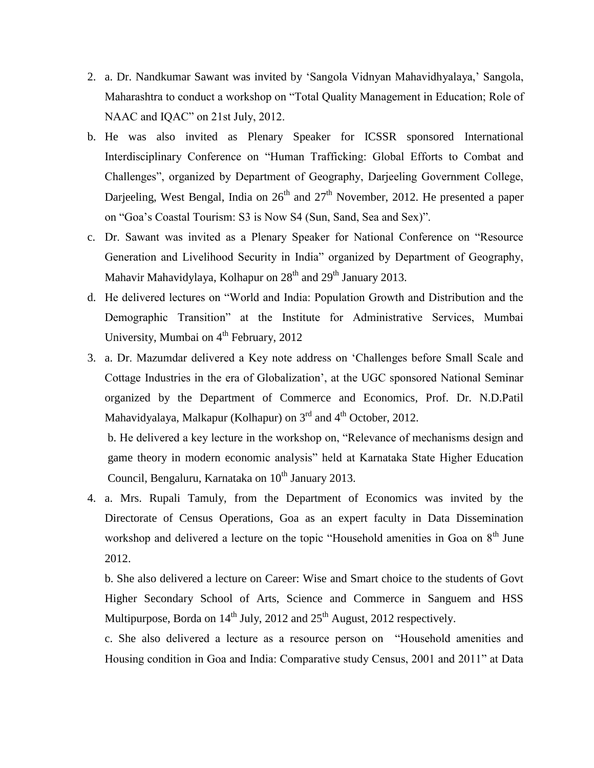2. a. Dr. Nandkumar Sawant was invited by 'Sangola Vidnyan Mahavidhyalaya,' Sangola, Maharashtra to conduct a workshop on "Total Quality Management in Education; Role of NAAC and IQAC" on 21st July, 2012.

b. He was also invited as Plenary Speaker for ICSSR sponsored International Interdisciplinary Conference on "Human Trafficking: Global Efforts to Combat and Challenges", organized by Department of Geography, Darjeeling Government College, Darjeeling, West Bengal, India on 26th and 27th November, 2012. He presented a paper on "Goa's Coastal Tourism: S3 is Now S4 (Sun, Sand, Sea and Sex)".

c. Dr. Sawant was invited as a Plenary Speaker for National Conference on "Resource Generation and Livelihood Security in India" organized by Department of Geography, Mahavir Mahavidylaya, Kolhapur on 28th and 29th January 2013.

d. He delivered lectures on "World and India: Population Growth and Distribution and the Demographic Transition" at the Institute for Administrative Services, Mumbai University, Mumbai on 4th February, 2012

3. a. Dr. Mazumdar delivered a Key note address on 'Challenges before Small Scale and Cottage Industries in the era of Globalization', at the UGC sponsored National Seminar organized by the Department of Commerce and Economics, Prof. Dr. N.D.Patil Mahavidyalaya, Malkapur (Kolhapur) on 3rd and 4th October, 2012.

   b. He delivered a key lecture in the workshop on, "Relevance of mechanisms design and game theory in modern economic analysis" held at Karnataka State Higher Education Council, Bengaluru, Karnataka on 10th January 2013.

4. a. Mrs. Rupali Tamuly, from the Department of Economics was invited by the Directorate of Census Operations, Goa as an expert faculty in Data Dissemination workshop and delivered a lecture on the topic "Household amenities in Goa on 8th June 2012.

   b. She also delivered a lecture on Career: Wise and Smart choice to the students of Govt Higher Secondary School of Arts, Science and Commerce in Sanguem and HSS Multipurpose, Borda on 14th July, 2012 and 25th August, 2012 respectively.

   c. She also delivered a lecture as a resource person on "Household amenities and Housing condition in Goa and India: Comparative study Census, 2001 and 2011" at Data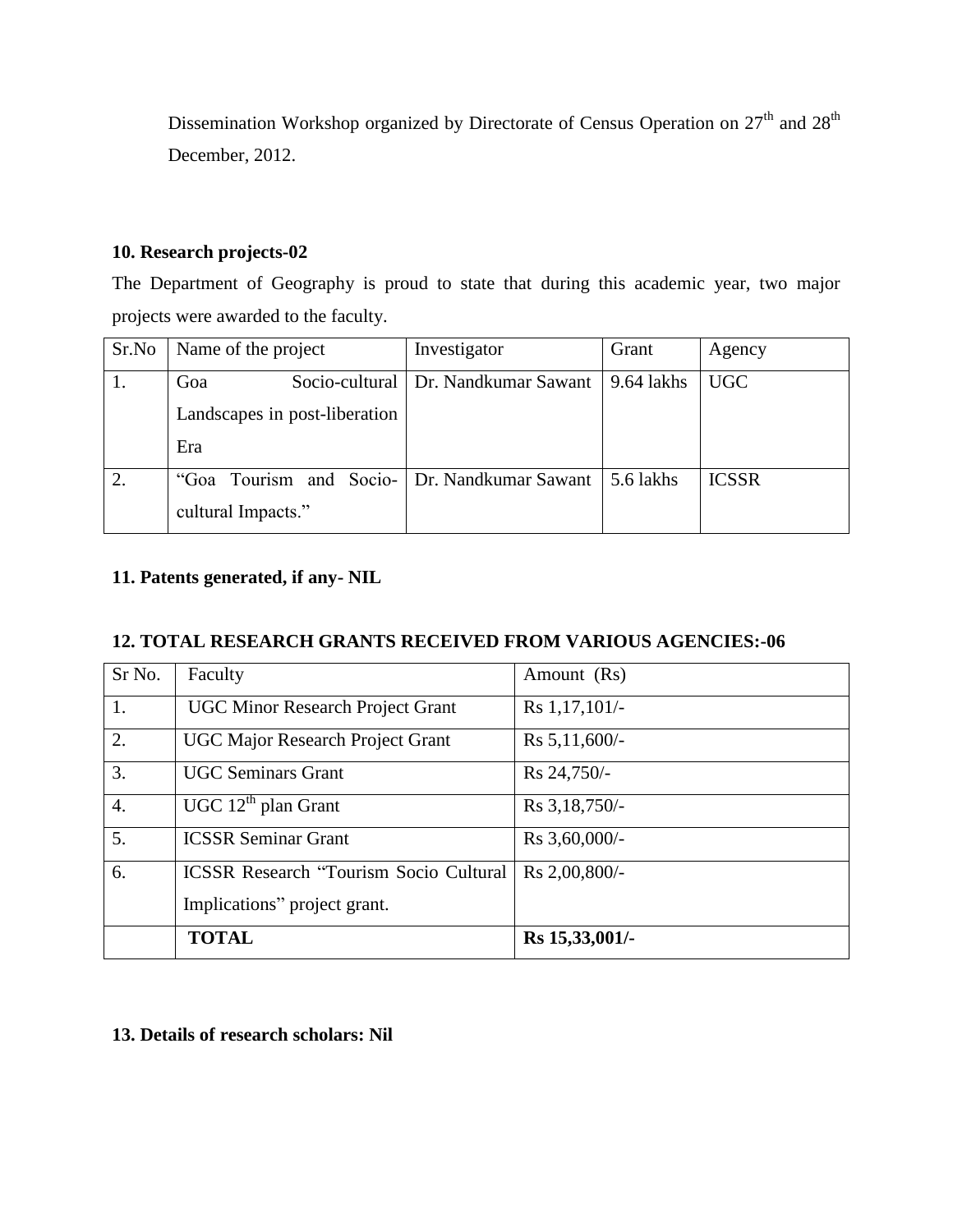Dissemination Workshop organized by Directorate of Census Operation on 27th and 28th December, 2012.

**10. Research projects-02**

The Department of Geography is proud to state that during this academic year, two major projects were awarded to the faculty.

| Sr.No | Name of the project | Investigator | Grant | Agency |
|---|---|---|---|---|
| 1. | Goa Socio-cultural Landscapes in post-liberation Era | Dr. Nandkumar Sawant | 9.64 lakhs | UGC |
| 2. | "Goa Tourism and Socio-cultural Impacts." | Dr. Nandkumar Sawant | 5.6 lakhs | ICSSR |

**11. Patents generated, if any- NIL**

**12. TOTAL RESEARCH GRANTS RECEIVED FROM VARIOUS AGENCIES:-06**

| Sr No. | Faculty | Amount (Rs) |
|---|---|---|
| 1. | UGC Minor Research Project Grant | Rs 1,17,101/- |
| 2. | UGC Major Research Project Grant | Rs 5,11,600/- |
| 3. | UGC Seminars Grant | Rs 24,750/- |
| 4. | UGC 12th plan Grant | Rs 3,18,750/- |
| 5. | ICSSR Seminar Grant | Rs 3,60,000/- |
| 6. | ICSSR Research "Tourism Socio Cultural Implications" project grant. | Rs 2,00,800/- |
| | **TOTAL** | **Rs 15,33,001/-** |

**13. Details of research scholars: Nil**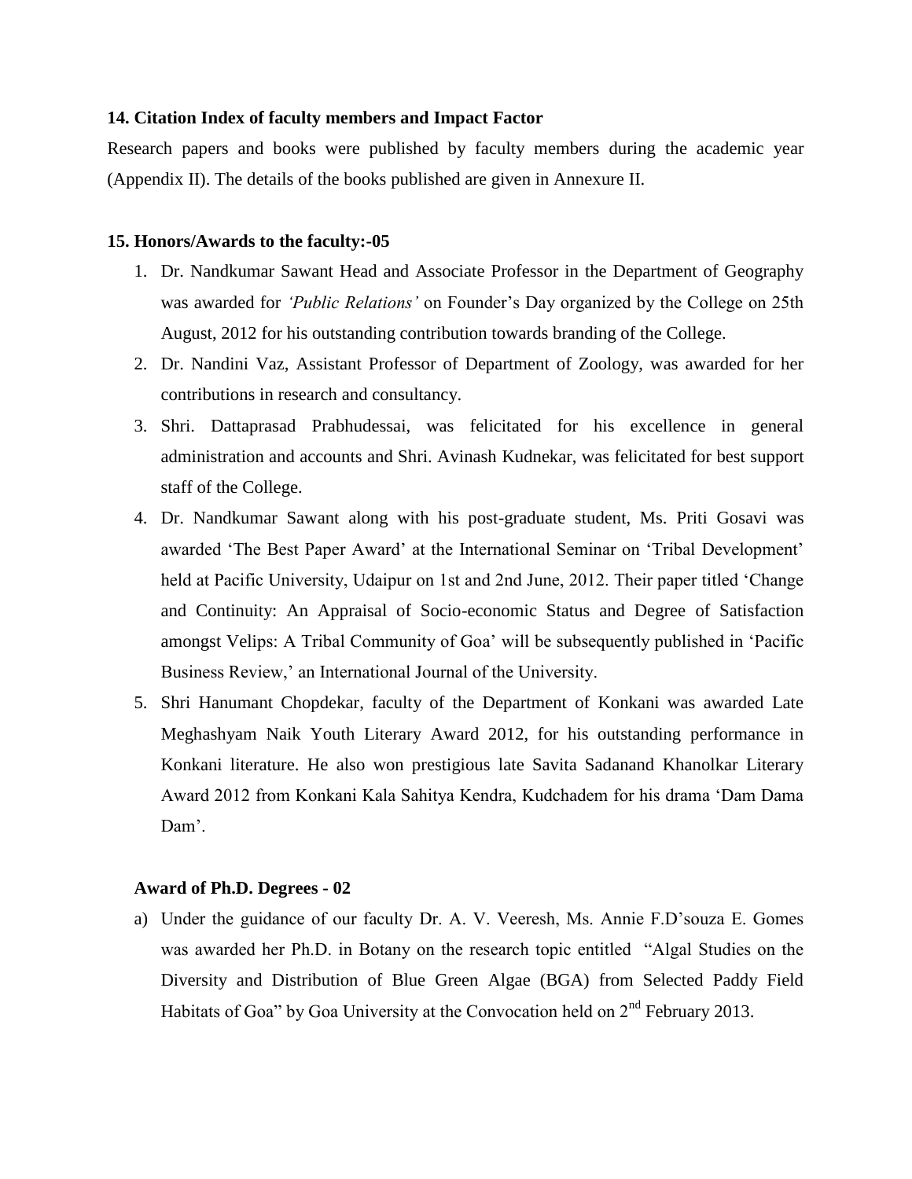**14. Citation Index of faculty members and Impact Factor**

Research papers and books were published by faculty members during the academic year (Appendix II). The details of the books published are given in Annexure II.

**15. Honors/Awards to the faculty:-05**

1. Dr. Nandkumar Sawant Head and Associate Professor in the Department of Geography was awarded for *'Public Relations'* on Founder's Day organized by the College on 25th August, 2012 for his outstanding contribution towards branding of the College.
2. Dr. Nandini Vaz, Assistant Professor of Department of Zoology, was awarded for her contributions in research and consultancy.
3. Shri. Dattaprasad Prabhudessai, was felicitated for his excellence in general administration and accounts and Shri. Avinash Kudnekar, was felicitated for best support staff of the College.
4. Dr. Nandkumar Sawant along with his post-graduate student, Ms. Priti Gosavi was awarded 'The Best Paper Award' at the International Seminar on 'Tribal Development' held at Pacific University, Udaipur on 1st and 2nd June, 2012. Their paper titled 'Change and Continuity: An Appraisal of Socio-economic Status and Degree of Satisfaction amongst Velips: A Tribal Community of Goa' will be subsequently published in 'Pacific Business Review,' an International Journal of the University.
5. Shri Hanumant Chopdekar, faculty of the Department of Konkani was awarded Late Meghashyam Naik Youth Literary Award 2012, for his outstanding performance in Konkani literature. He also won prestigious late Savita Sadanand Khanolkar Literary Award 2012 from Konkani Kala Sahitya Kendra, Kudchadem for his drama 'Dam Dama Dam'.

**Award of Ph.D. Degrees - 02**

a) Under the guidance of our faculty Dr. A. V. Veeresh, Ms. Annie F.D'souza E. Gomes was awarded her Ph.D. in Botany on the research topic entitled "Algal Studies on the Diversity and Distribution of Blue Green Algae (BGA) from Selected Paddy Field Habitats of Goa" by Goa University at the Convocation held on 2nd February 2013.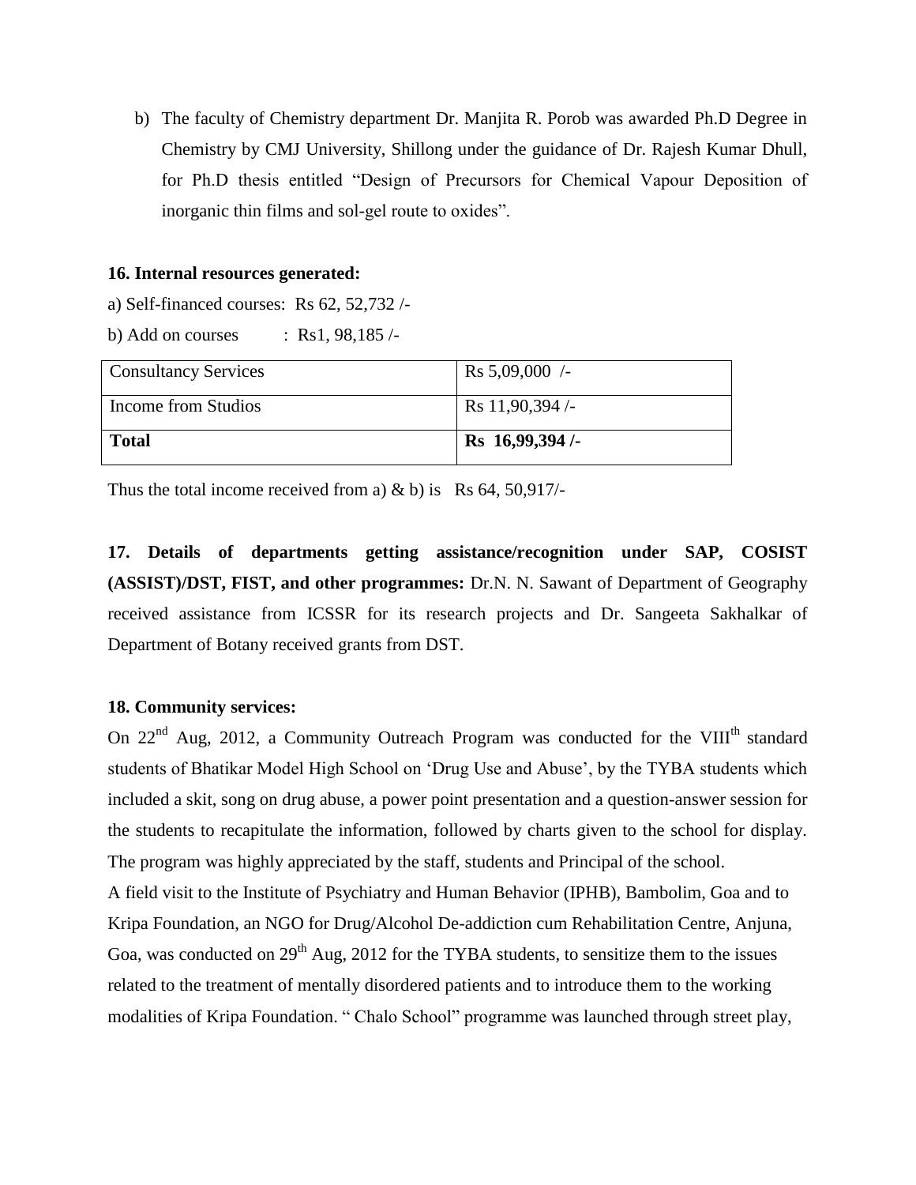b) The faculty of Chemistry department Dr. Manjita R. Porob was awarded Ph.D Degree in Chemistry by CMJ University, Shillong under the guidance of Dr. Rajesh Kumar Dhull, for Ph.D thesis entitled "Design of Precursors for Chemical Vapour Deposition of inorganic thin films and sol-gel route to oxides".

**16. Internal resources generated:**

a) Self-financed courses: Rs 62, 52,732 /-

b) Add on courses : Rs1, 98,185 /-

| Consultancy Services | Rs 5,09,000 /- |
|---|---|
| Income from Studios | Rs 11,90,394 /- |
| **Total** | **Rs 16,99,394 /-** |

Thus the total income received from a) & b) is Rs 64, 50,917/-

**17. Details of departments getting assistance/recognition under SAP, COSIST (ASSIST)/DST, FIST, and other programmes:** Dr.N. N. Sawant of Department of Geography received assistance from ICSSR for its research projects and Dr. Sangeeta Sakhalkar of Department of Botany received grants from DST.

**18. Community services:**

On 22nd Aug, 2012, a Community Outreach Program was conducted for the VIIIth standard students of Bhatikar Model High School on 'Drug Use and Abuse', by the TYBA students which included a skit, song on drug abuse, a power point presentation and a question-answer session for the students to recapitulate the information, followed by charts given to the school for display. The program was highly appreciated by the staff, students and Principal of the school.

A field visit to the Institute of Psychiatry and Human Behavior (IPHB), Bambolim, Goa and to Kripa Foundation, an NGO for Drug/Alcohol De-addiction cum Rehabilitation Centre, Anjuna, Goa, was conducted on 29th Aug, 2012 for the TYBA students, to sensitize them to the issues related to the treatment of mentally disordered patients and to introduce them to the working modalities of Kripa Foundation. " Chalo School" programme was launched through street play,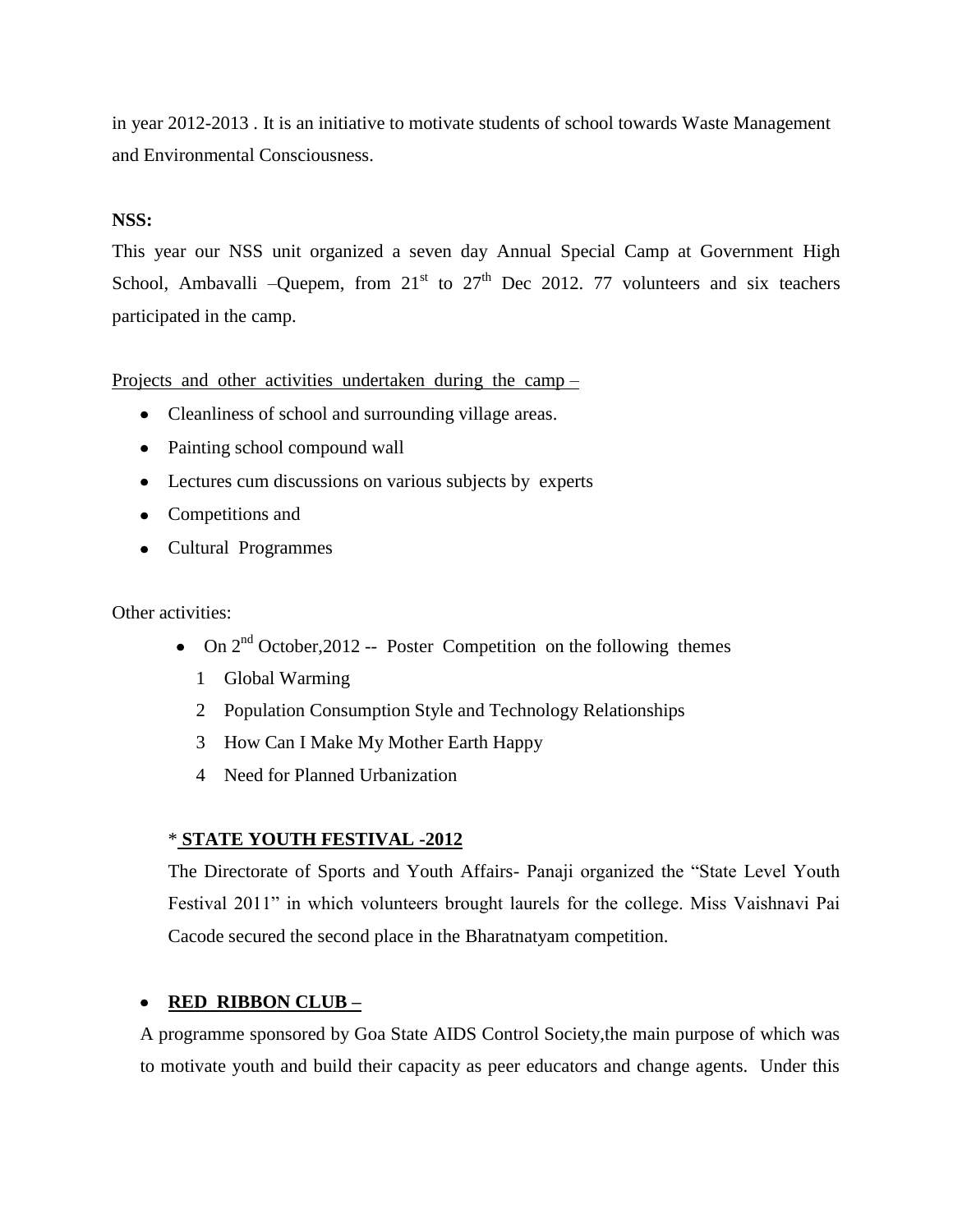in year 2012-2013 . It is an initiative to motivate students of school towards Waste Management and Environmental Consciousness.

**NSS:**

This year our NSS unit organized a seven day Annual Special Camp at Government High School, Ambavalli –Quepem, from 21st to 27th Dec 2012. 77 volunteers and six teachers participated in the camp.

Projects and other activities undertaken during the camp –

- Cleanliness of school and surrounding village areas.
- Painting school compound wall
- Lectures cum discussions on various subjects by experts
- Competitions and
- Cultural Programmes

Other activities:

- On 2nd October,2012 -- Poster Competition on the following themes
  1. Global Warming
  2. Population Consumption Style and Technology Relationships
  3. How Can I Make My Mother Earth Happy
  4. Need for Planned Urbanization

\* **STATE YOUTH FESTIVAL -2012**

The Directorate of Sports and Youth Affairs- Panaji organized the "State Level Youth Festival 2011" in which volunteers brought laurels for the college. Miss Vaishnavi Pai Cacode secured the second place in the Bharatnatyam competition.

- **RED RIBBON CLUB –**

A programme sponsored by Goa State AIDS Control Society,the main purpose of which was to motivate youth and build their capacity as peer educators and change agents. Under this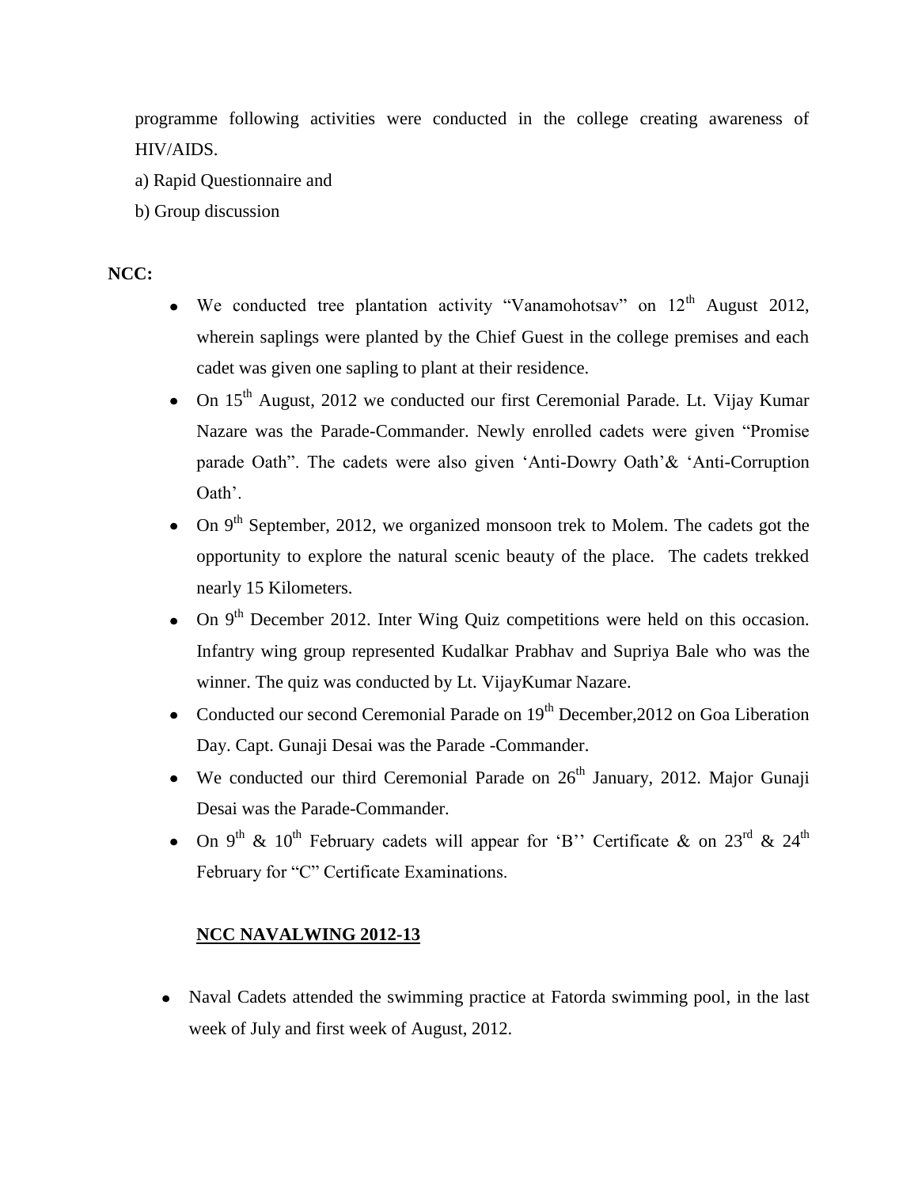programme following activities were conducted in the college creating awareness of HIV/AIDS.

a) Rapid Questionnaire and

b) Group discussion

**NCC:**

- We conducted tree plantation activity "Vanamohotsav" on 12th August 2012, wherein saplings were planted by the Chief Guest in the college premises and each cadet was given one sapling to plant at their residence.
- On 15th August, 2012 we conducted our first Ceremonial Parade. Lt. Vijay Kumar Nazare was the Parade-Commander. Newly enrolled cadets were given "Promise parade Oath". The cadets were also given 'Anti-Dowry Oath'& 'Anti-Corruption Oath'.
- On 9th September, 2012, we organized monsoon trek to Molem. The cadets got the opportunity to explore the natural scenic beauty of the place. The cadets trekked nearly 15 Kilometers.
- On 9th December 2012. Inter Wing Quiz competitions were held on this occasion. Infantry wing group represented Kudalkar Prabhav and Supriya Bale who was the winner. The quiz was conducted by Lt. VijayKumar Nazare.
- Conducted our second Ceremonial Parade on 19th December,2012 on Goa Liberation Day. Capt. Gunaji Desai was the Parade -Commander.
- We conducted our third Ceremonial Parade on 26th January, 2012. Major Gunaji Desai was the Parade-Commander.
- On 9th & 10th February cadets will appear for 'B'' Certificate & on 23rd & 24th February for "C" Certificate Examinations.

**NCC NAVALWING 2012-13**

- Naval Cadets attended the swimming practice at Fatorda swimming pool, in the last week of July and first week of August, 2012.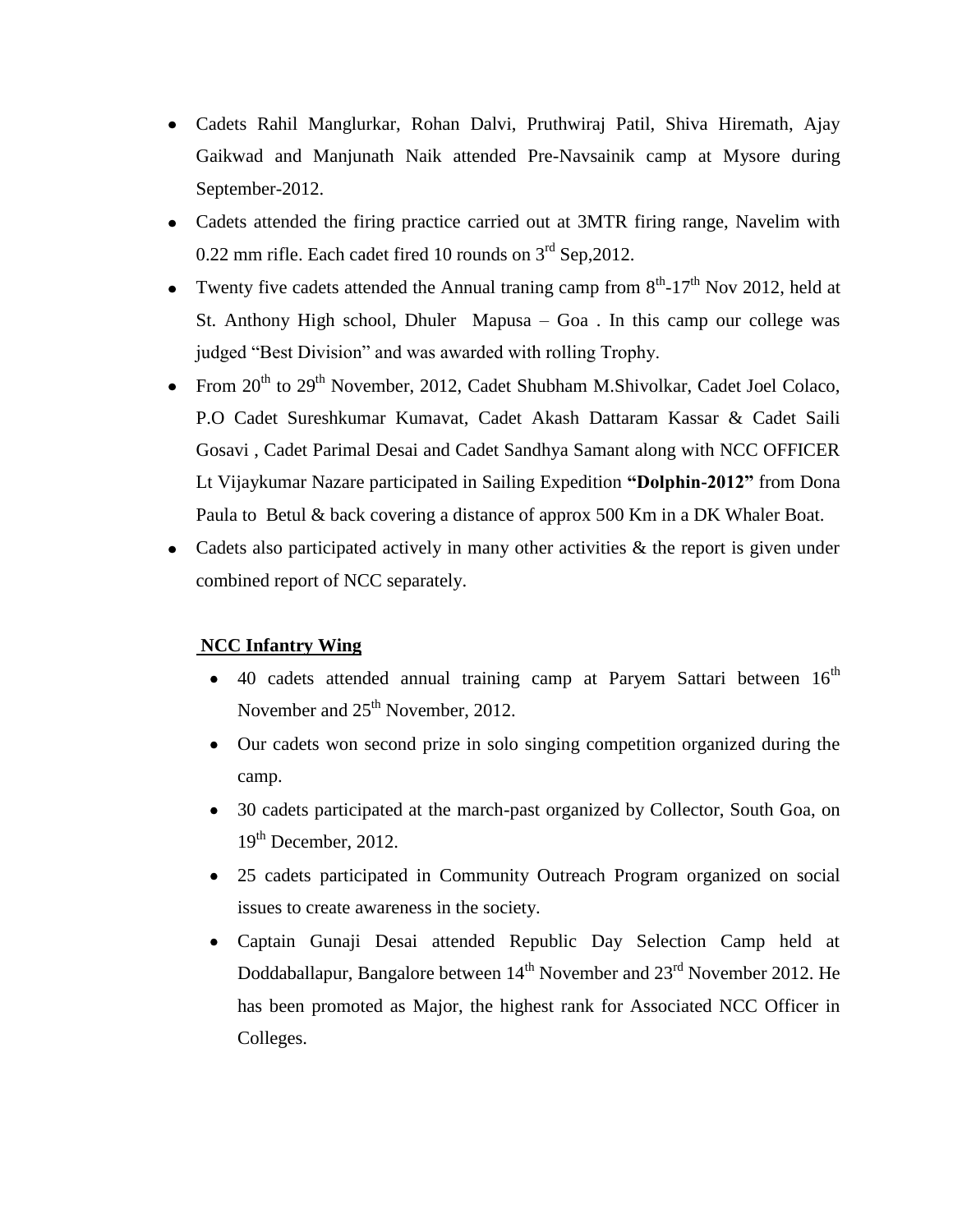- Cadets Rahil Manglurkar, Rohan Dalvi, Pruthwiraj Patil, Shiva Hiremath, Ajay Gaikwad and Manjunath Naik attended Pre-Navsainik camp at Mysore during September-2012.
- Cadets attended the firing practice carried out at 3MTR firing range, Navelim with 0.22 mm rifle. Each cadet fired 10 rounds on 3rd Sep,2012.
- Twenty five cadets attended the Annual traning camp from 8th-17th Nov 2012, held at St. Anthony High school, Dhuler Mapusa – Goa . In this camp our college was judged "Best Division" and was awarded with rolling Trophy.
- From 20th to 29th November, 2012, Cadet Shubham M.Shivolkar, Cadet Joel Colaco, P.O Cadet Sureshkumar Kumavat, Cadet Akash Dattaram Kassar & Cadet Saili Gosavi , Cadet Parimal Desai and Cadet Sandhya Samant along with NCC OFFICER Lt Vijaykumar Nazare participated in Sailing Expedition **"Dolphin-2012"** from Dona Paula to Betul & back covering a distance of approx 500 Km in a DK Whaler Boat.
- Cadets also participated actively in many other activities & the report is given under combined report of NCC separately.

**NCC Infantry Wing**

- 40 cadets attended annual training camp at Paryem Sattari between 16th November and 25th November, 2012.
- Our cadets won second prize in solo singing competition organized during the camp.
- 30 cadets participated at the march-past organized by Collector, South Goa, on 19th December, 2012.
- 25 cadets participated in Community Outreach Program organized on social issues to create awareness in the society.
- Captain Gunaji Desai attended Republic Day Selection Camp held at Doddaballapur, Bangalore between 14th November and 23rd November 2012. He has been promoted as Major, the highest rank for Associated NCC Officer in Colleges.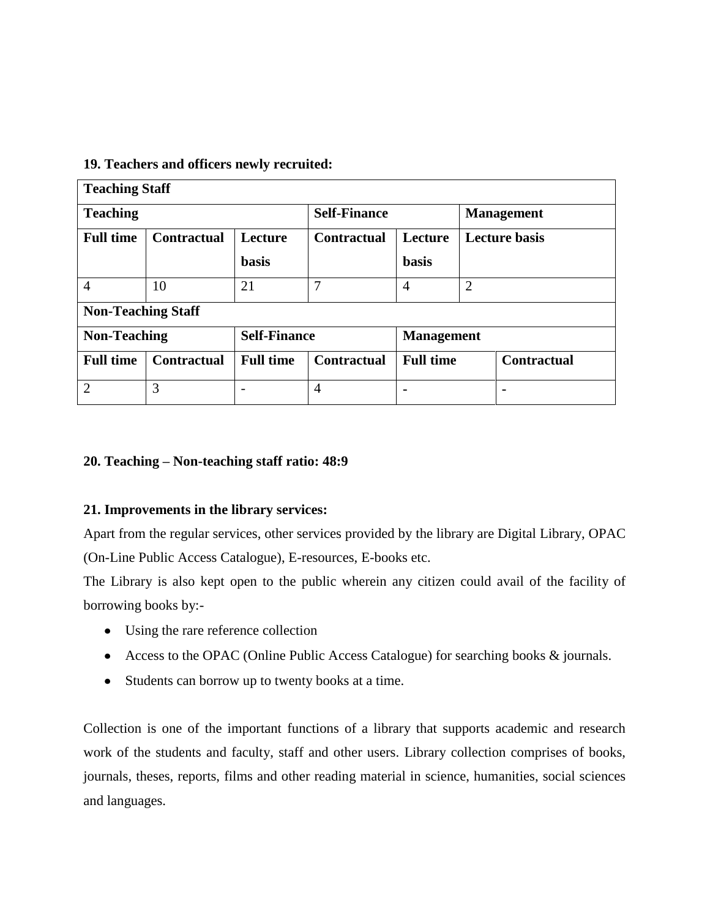**19. Teachers and officers newly recruited:**

| Teaching Staff | | | | | |
|---|---|---|---|---|---|
| **Teaching** | | | **Self-Finance** | | **Management** |
| **Full time** | **Contractual** | **Lecture basis** | **Contractual** | **Lecture basis** | **Lecture basis** |
| 4 | 10 | 21 | 7 | 4 | 2 |

| Non-Teaching Staff | | | | | |
|---|---|---|---|---|---|
| **Non-Teaching** | | **Self-Finance** | | **Management** | |
| **Full time** | **Contractual** | **Full time** | **Contractual** | **Full time** | **Contractual** |
| 2 | 3 | - | 4 | - | - |

**20. Teaching – Non-teaching staff ratio: 48:9**

**21. Improvements in the library services:**

Apart from the regular services, other services provided by the library are Digital Library, OPAC (On-Line Public Access Catalogue), E-resources, E-books etc.

The Library is also kept open to the public wherein any citizen could avail of the facility of borrowing books by:-

- Using the rare reference collection
- Access to the OPAC (Online Public Access Catalogue) for searching books & journals.
- Students can borrow up to twenty books at a time.

Collection is one of the important functions of a library that supports academic and research work of the students and faculty, staff and other users. Library collection comprises of books, journals, theses, reports, films and other reading material in science, humanities, social sciences and languages.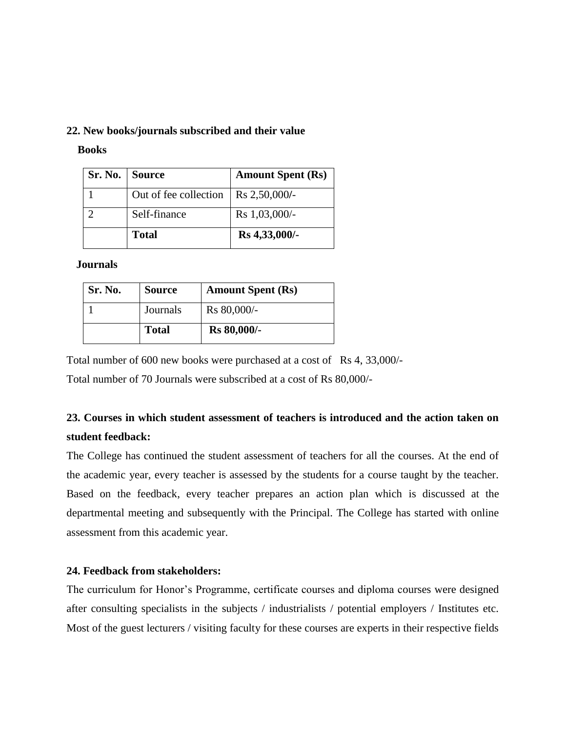**22. New books/journals subscribed and their value**

**Books**

| Sr. No. | Source | Amount Spent (Rs) |
|---|---|---|
| 1 | Out of fee collection | Rs 2,50,000/- |
| 2 | Self-finance | Rs 1,03,000/- |
| | **Total** | **Rs 4,33,000/-** |

**Journals**

| Sr. No. | Source | Amount Spent (Rs) |
|---|---|---|
| 1 | Journals | Rs 80,000/- |
| | **Total** | **Rs 80,000/-** |

Total number of 600 new books were purchased at a cost of Rs 4, 33,000/-

Total number of 70 Journals were subscribed at a cost of Rs 80,000/-

**23. Courses in which student assessment of teachers is introduced and the action taken on student feedback:**

The College has continued the student assessment of teachers for all the courses. At the end of the academic year, every teacher is assessed by the students for a course taught by the teacher. Based on the feedback, every teacher prepares an action plan which is discussed at the departmental meeting and subsequently with the Principal. The College has started with online assessment from this academic year.

**24. Feedback from stakeholders:**

The curriculum for Honor's Programme, certificate courses and diploma courses were designed after consulting specialists in the subjects / industrialists / potential employers / Institutes etc. Most of the guest lecturers / visiting faculty for these courses are experts in their respective fields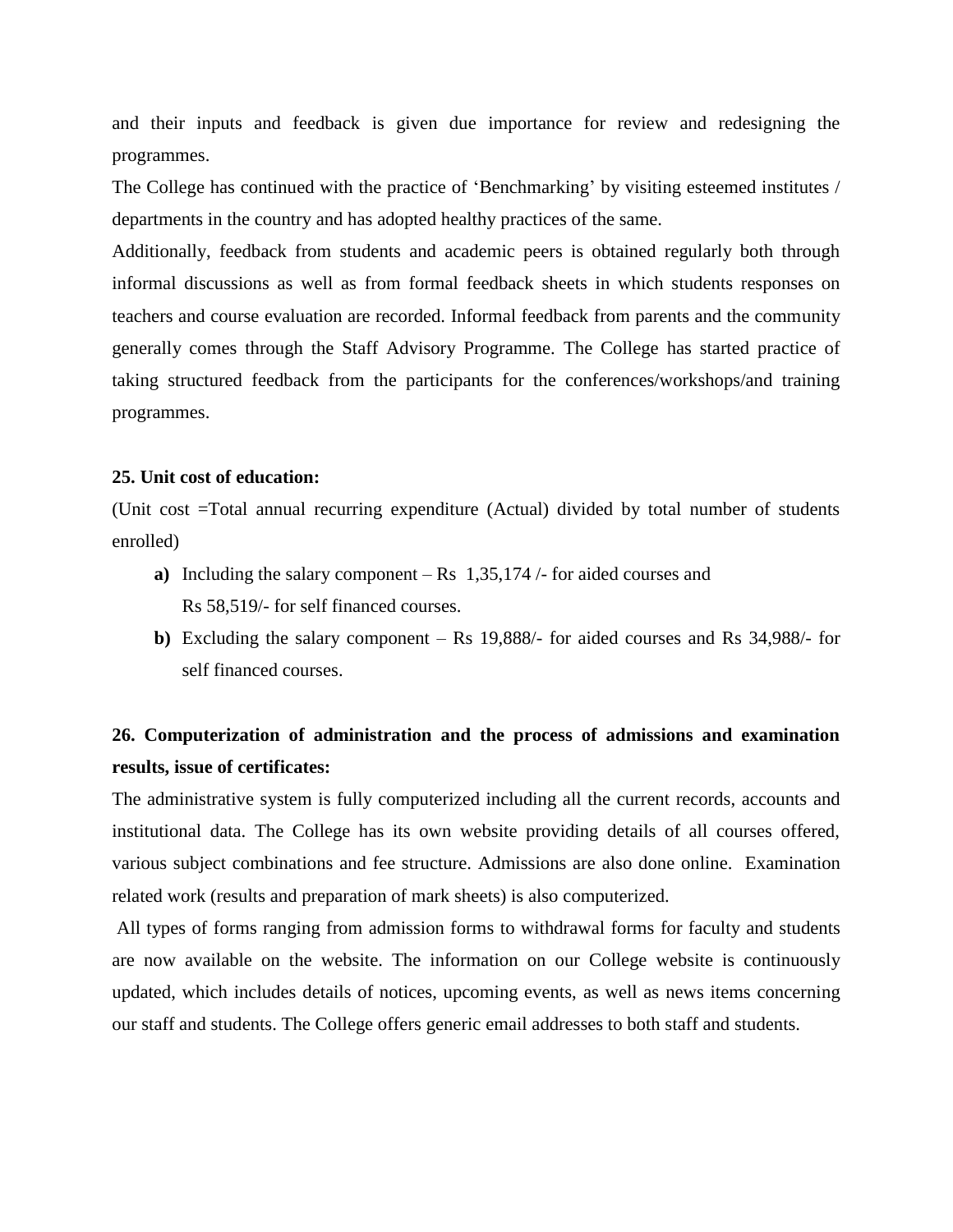and their inputs and feedback is given due importance for review and redesigning the programmes.

The College has continued with the practice of 'Benchmarking' by visiting esteemed institutes / departments in the country and has adopted healthy practices of the same.

Additionally, feedback from students and academic peers is obtained regularly both through informal discussions as well as from formal feedback sheets in which students responses on teachers and course evaluation are recorded. Informal feedback from parents and the community generally comes through the Staff Advisory Programme. The College has started practice of taking structured feedback from the participants for the conferences/workshops/and training programmes.

**25. Unit cost of education:**

(Unit cost =Total annual recurring expenditure (Actual) divided by total number of students enrolled)

- **a)** Including the salary component – Rs 1,35,174 /- for aided courses and Rs 58,519/- for self financed courses.
- **b)** Excluding the salary component – Rs 19,888/- for aided courses and Rs 34,988/- for self financed courses.

## 26. Computerization of administration and the process of admissions and examination results, issue of certificates:

The administrative system is fully computerized including all the current records, accounts and institutional data. The College has its own website providing details of all courses offered, various subject combinations and fee structure. Admissions are also done online. Examination related work (results and preparation of mark sheets) is also computerized.

All types of forms ranging from admission forms to withdrawal forms for faculty and students are now available on the website. The information on our College website is continuously updated, which includes details of notices, upcoming events, as well as news items concerning our staff and students. The College offers generic email addresses to both staff and students.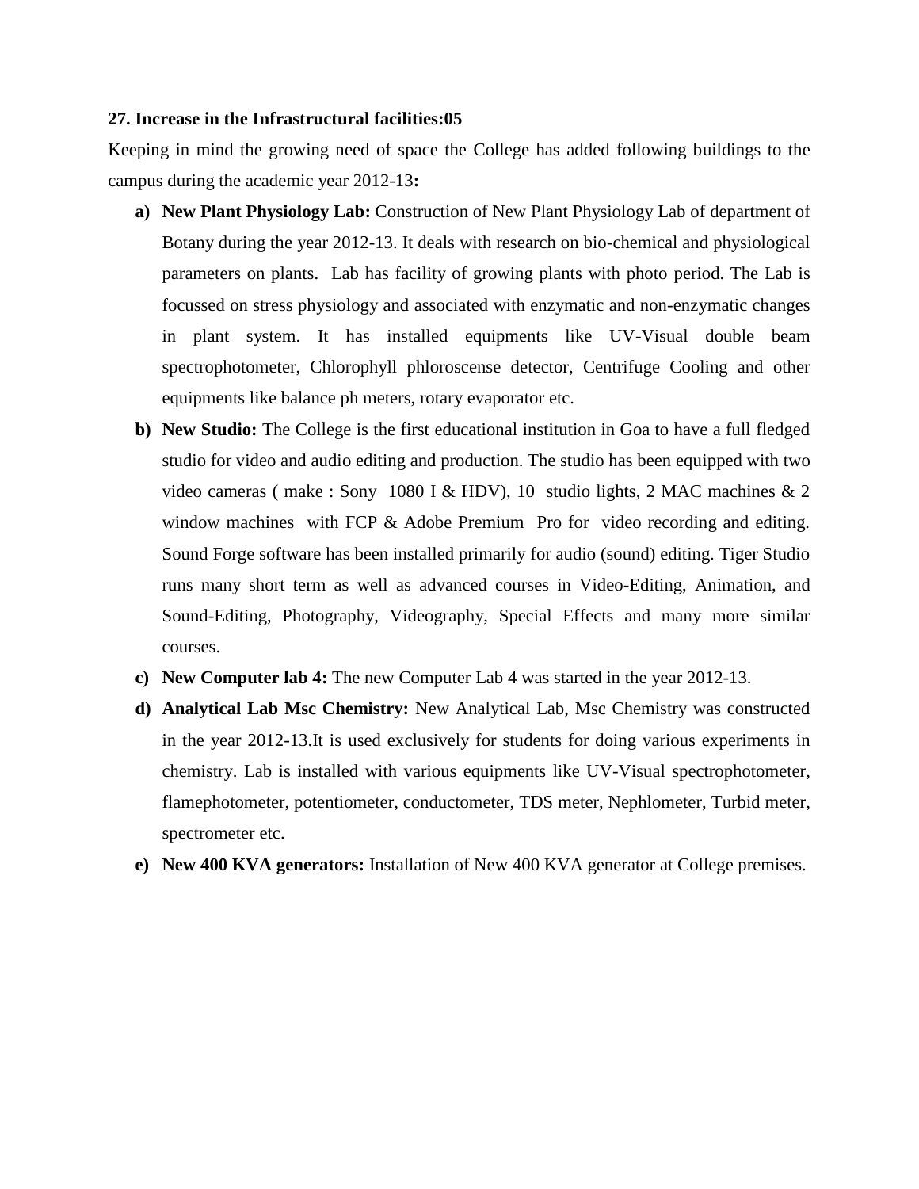**27. Increase in the Infrastructural facilities:05**

Keeping in mind the growing need of space the College has added following buildings to the campus during the academic year 2012-13**:**

a) **New Plant Physiology Lab:** Construction of New Plant Physiology Lab of department of Botany during the year 2012-13. It deals with research on bio-chemical and physiological parameters on plants. Lab has facility of growing plants with photo period. The Lab is focussed on stress physiology and associated with enzymatic and non-enzymatic changes in plant system. It has installed equipments like UV-Visual double beam spectrophotometer, Chlorophyll phloroscense detector, Centrifuge Cooling and other equipments like balance ph meters, rotary evaporator etc.

b) **New Studio:** The College is the first educational institution in Goa to have a full fledged studio for video and audio editing and production. The studio has been equipped with two video cameras ( make : Sony 1080 I & HDV), 10 studio lights, 2 MAC machines & 2 window machines with FCP & Adobe Premium Pro for video recording and editing. Sound Forge software has been installed primarily for audio (sound) editing. Tiger Studio runs many short term as well as advanced courses in Video-Editing, Animation, and Sound-Editing, Photography, Videography, Special Effects and many more similar courses.

c) **New Computer lab 4:** The new Computer Lab 4 was started in the year 2012-13.

d) **Analytical Lab Msc Chemistry:** New Analytical Lab, Msc Chemistry was constructed in the year 2012-13.It is used exclusively for students for doing various experiments in chemistry. Lab is installed with various equipments like UV-Visual spectrophotometer, flamephotometer, potentiometer, conductometer, TDS meter, Nephlometer, Turbid meter, spectrometer etc.

e) **New 400 KVA generators:** Installation of New 400 KVA generator at College premises.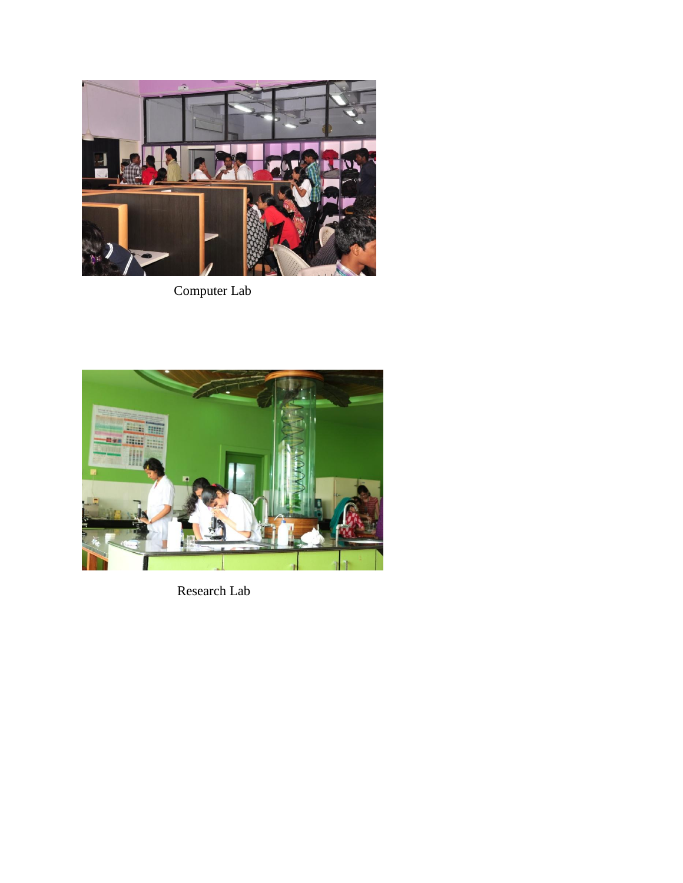Computer Lab

Research Lab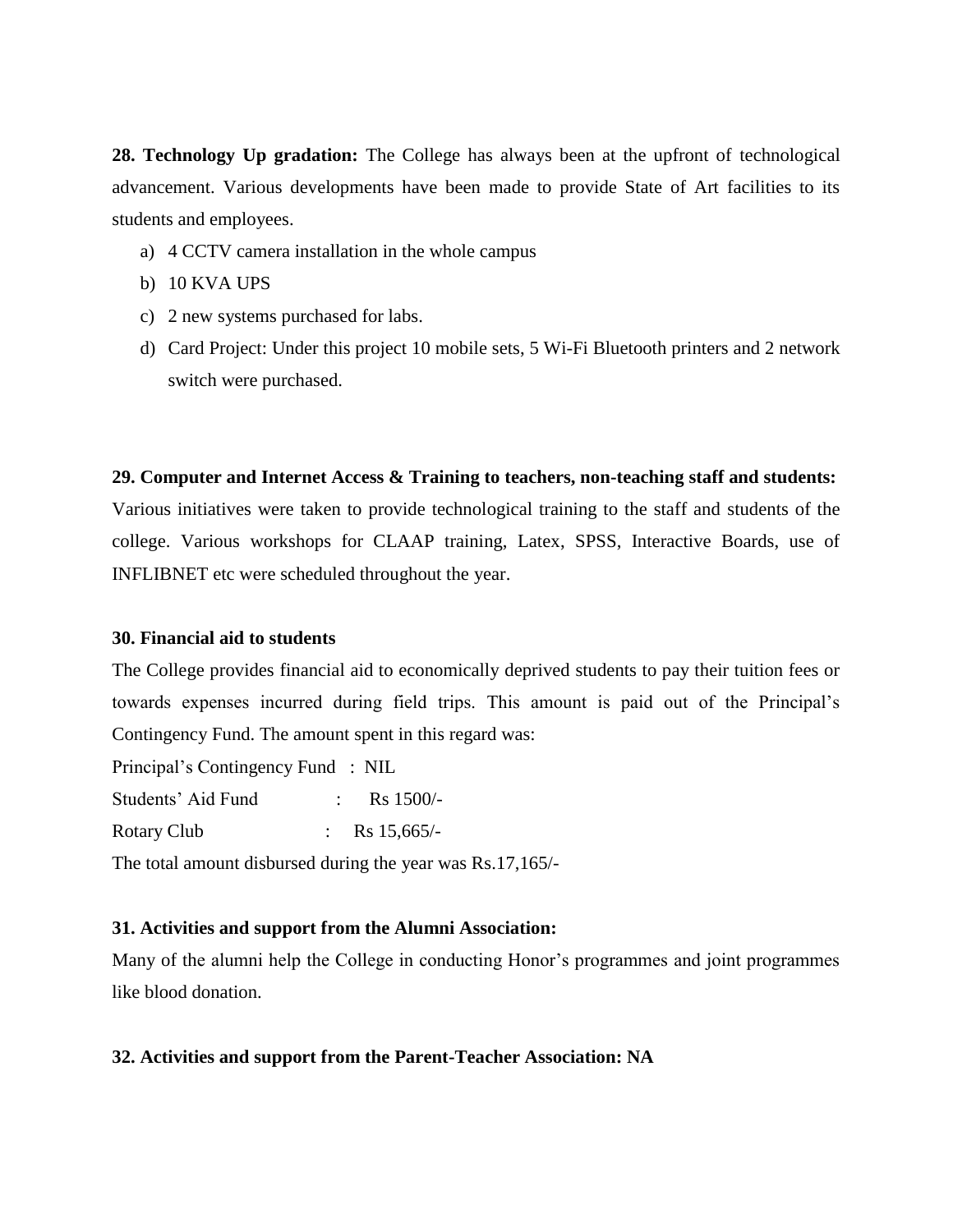**28. Technology Up gradation:** The College has always been at the upfront of technological advancement. Various developments have been made to provide State of Art facilities to its students and employees.

a) 4 CCTV camera installation in the whole campus
b) 10 KVA UPS
c) 2 new systems purchased for labs.
d) Card Project: Under this project 10 mobile sets, 5 Wi-Fi Bluetooth printers and 2 network switch were purchased.

**29. Computer and Internet Access & Training to teachers, non-teaching staff and students:**
Various initiatives were taken to provide technological training to the staff and students of the college. Various workshops for CLAAP training, Latex, SPSS, Interactive Boards, use of INFLIBNET etc were scheduled throughout the year.

**30. Financial aid to students**

The College provides financial aid to economically deprived students to pay their tuition fees or towards expenses incurred during field trips. This amount is paid out of the Principal's Contingency Fund. The amount spent in this regard was:

Principal's Contingency Fund : NIL

Students' Aid Fund : Rs 1500/-

Rotary Club : Rs 15,665/-

The total amount disbursed during the year was Rs.17,165/-

**31. Activities and support from the Alumni Association:**

Many of the alumni help the College in conducting Honor's programmes and joint programmes like blood donation.

**32. Activities and support from the Parent-Teacher Association: NA**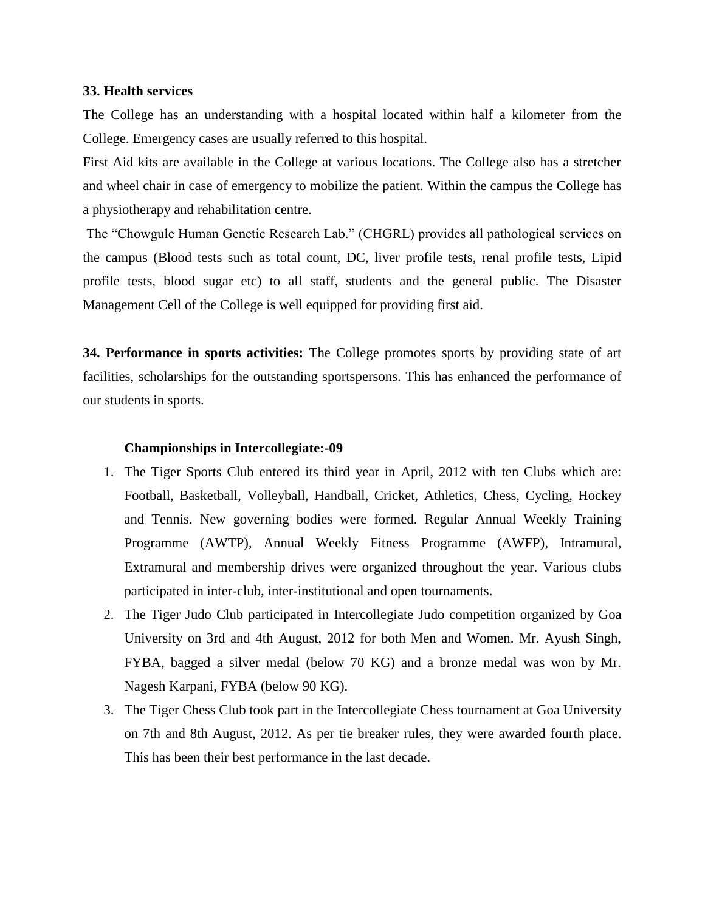**33. Health services**

The College has an understanding with a hospital located within half a kilometer from the College. Emergency cases are usually referred to this hospital.

First Aid kits are available in the College at various locations. The College also has a stretcher and wheel chair in case of emergency to mobilize the patient. Within the campus the College has a physiotherapy and rehabilitation centre.

The "Chowgule Human Genetic Research Lab." (CHGRL) provides all pathological services on the campus (Blood tests such as total count, DC, liver profile tests, renal profile tests, Lipid profile tests, blood sugar etc) to all staff, students and the general public. The Disaster Management Cell of the College is well equipped for providing first aid.

**34. Performance in sports activities:** The College promotes sports by providing state of art facilities, scholarships for the outstanding sportspersons. This has enhanced the performance of our students in sports.

**Championships in Intercollegiate:-09**

1. The Tiger Sports Club entered its third year in April, 2012 with ten Clubs which are: Football, Basketball, Volleyball, Handball, Cricket, Athletics, Chess, Cycling, Hockey and Tennis. New governing bodies were formed. Regular Annual Weekly Training Programme (AWTP), Annual Weekly Fitness Programme (AWFP), Intramural, Extramural and membership drives were organized throughout the year. Various clubs participated in inter-club, inter-institutional and open tournaments.
2. The Tiger Judo Club participated in Intercollegiate Judo competition organized by Goa University on 3rd and 4th August, 2012 for both Men and Women. Mr. Ayush Singh, FYBA, bagged a silver medal (below 70 KG) and a bronze medal was won by Mr. Nagesh Karpani, FYBA (below 90 KG).
3. The Tiger Chess Club took part in the Intercollegiate Chess tournament at Goa University on 7th and 8th August, 2012. As per tie breaker rules, they were awarded fourth place. This has been their best performance in the last decade.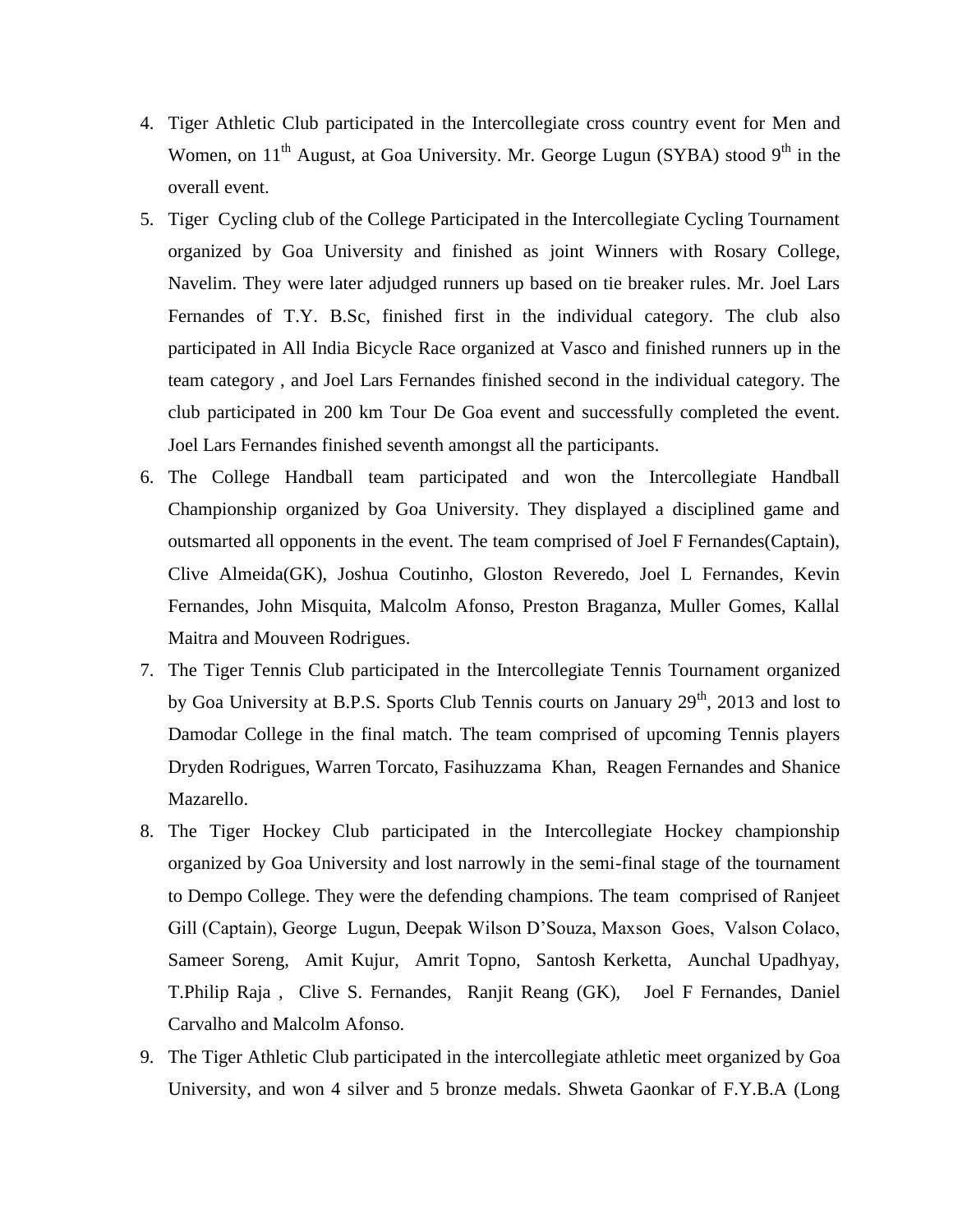4. Tiger Athletic Club participated in the Intercollegiate cross country event for Men and Women, on 11th August, at Goa University. Mr. George Lugun (SYBA) stood 9th in the overall event.
5. Tiger Cycling club of the College Participated in the Intercollegiate Cycling Tournament organized by Goa University and finished as joint Winners with Rosary College, Navelim. They were later adjudged runners up based on tie breaker rules. Mr. Joel Lars Fernandes of T.Y. B.Sc, finished first in the individual category. The club also participated in All India Bicycle Race organized at Vasco and finished runners up in the team category , and Joel Lars Fernandes finished second in the individual category. The club participated in 200 km Tour De Goa event and successfully completed the event. Joel Lars Fernandes finished seventh amongst all the participants.
6. The College Handball team participated and won the Intercollegiate Handball Championship organized by Goa University. They displayed a disciplined game and outsmarted all opponents in the event. The team comprised of Joel F Fernandes(Captain), Clive Almeida(GK), Joshua Coutinho, Gloston Reveredo, Joel L Fernandes, Kevin Fernandes, John Misquita, Malcolm Afonso, Preston Braganza, Muller Gomes, Kallal Maitra and Mouveen Rodrigues.
7. The Tiger Tennis Club participated in the Intercollegiate Tennis Tournament organized by Goa University at B.P.S. Sports Club Tennis courts on January 29th, 2013 and lost to Damodar College in the final match. The team comprised of upcoming Tennis players Dryden Rodrigues, Warren Torcato, Fasihuzzama Khan, Reagen Fernandes and Shanice Mazarello.
8. The Tiger Hockey Club participated in the Intercollegiate Hockey championship organized by Goa University and lost narrowly in the semi-final stage of the tournament to Dempo College. They were the defending champions. The team comprised of Ranjeet Gill (Captain), George Lugun, Deepak Wilson D'Souza, Maxson Goes, Valson Colaco, Sameer Soreng, Amit Kujur, Amrit Topno, Santosh Kerketta, Aunchal Upadhyay, T.Philip Raja , Clive S. Fernandes, Ranjit Reang (GK), Joel F Fernandes, Daniel Carvalho and Malcolm Afonso.
9. The Tiger Athletic Club participated in the intercollegiate athletic meet organized by Goa University, and won 4 silver and 5 bronze medals. Shweta Gaonkar of F.Y.B.A (Long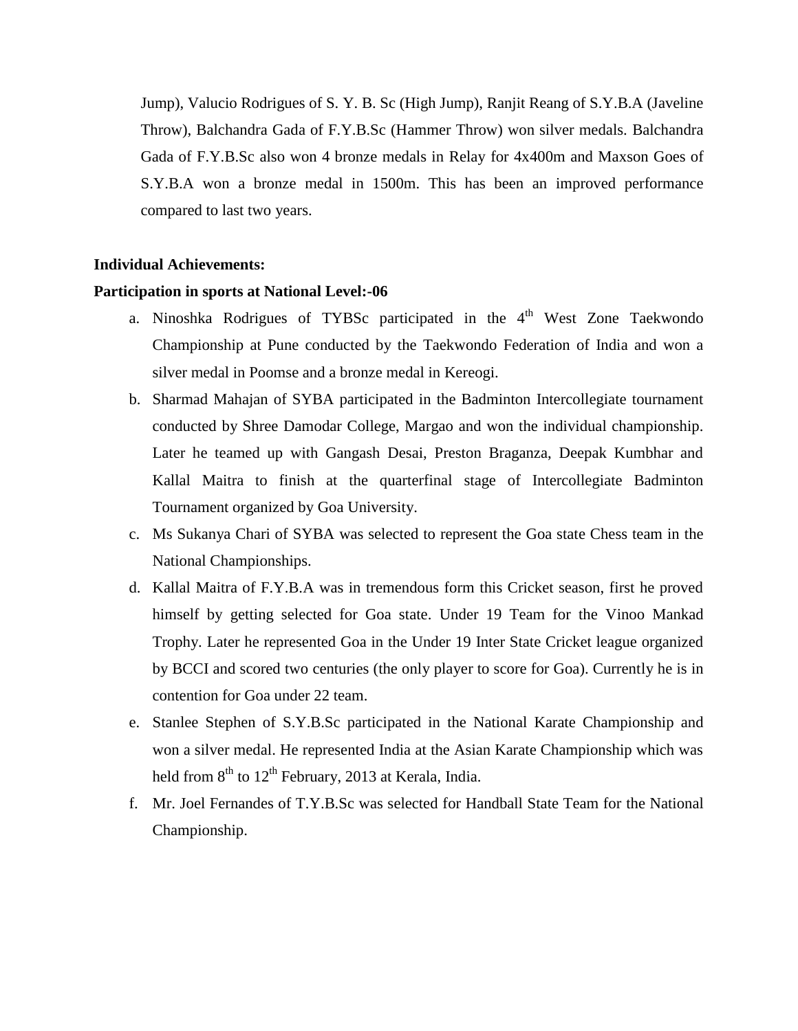Jump), Valucio Rodrigues of S. Y. B. Sc (High Jump), Ranjit Reang of S.Y.B.A (Javeline Throw), Balchandra Gada of F.Y.B.Sc (Hammer Throw) won silver medals. Balchandra Gada of F.Y.B.Sc also won 4 bronze medals in Relay for 4x400m and Maxson Goes of S.Y.B.A won a bronze medal in 1500m. This has been an improved performance compared to last two years.

**Individual Achievements:**

**Participation in sports at National Level:-06**

a. Ninoshka Rodrigues of TYBSc participated in the 4th West Zone Taekwondo Championship at Pune conducted by the Taekwondo Federation of India and won a silver medal in Poomse and a bronze medal in Kereogi.

b. Sharmad Mahajan of SYBA participated in the Badminton Intercollegiate tournament conducted by Shree Damodar College, Margao and won the individual championship. Later he teamed up with Gangash Desai, Preston Braganza, Deepak Kumbhar and Kallal Maitra to finish at the quarterfinal stage of Intercollegiate Badminton Tournament organized by Goa University.

c. Ms Sukanya Chari of SYBA was selected to represent the Goa state Chess team in the National Championships.

d. Kallal Maitra of F.Y.B.A was in tremendous form this Cricket season, first he proved himself by getting selected for Goa state. Under 19 Team for the Vinoo Mankad Trophy. Later he represented Goa in the Under 19 Inter State Cricket league organized by BCCI and scored two centuries (the only player to score for Goa). Currently he is in contention for Goa under 22 team.

e. Stanlee Stephen of S.Y.B.Sc participated in the National Karate Championship and won a silver medal. He represented India at the Asian Karate Championship which was held from 8th to 12th February, 2013 at Kerala, India.

f. Mr. Joel Fernandes of T.Y.B.Sc was selected for Handball State Team for the National Championship.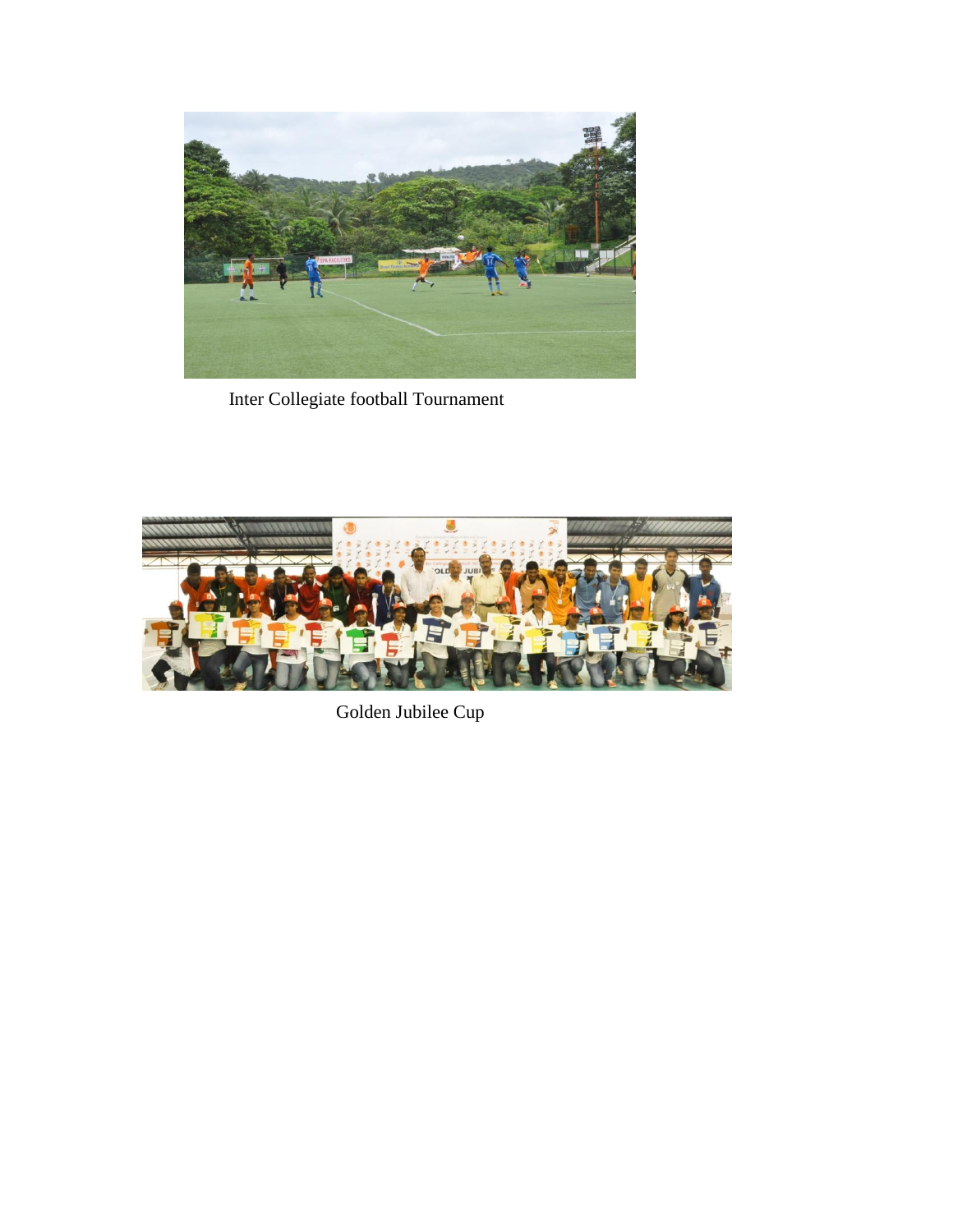Inter Collegiate football Tournament

Golden Jubilee Cup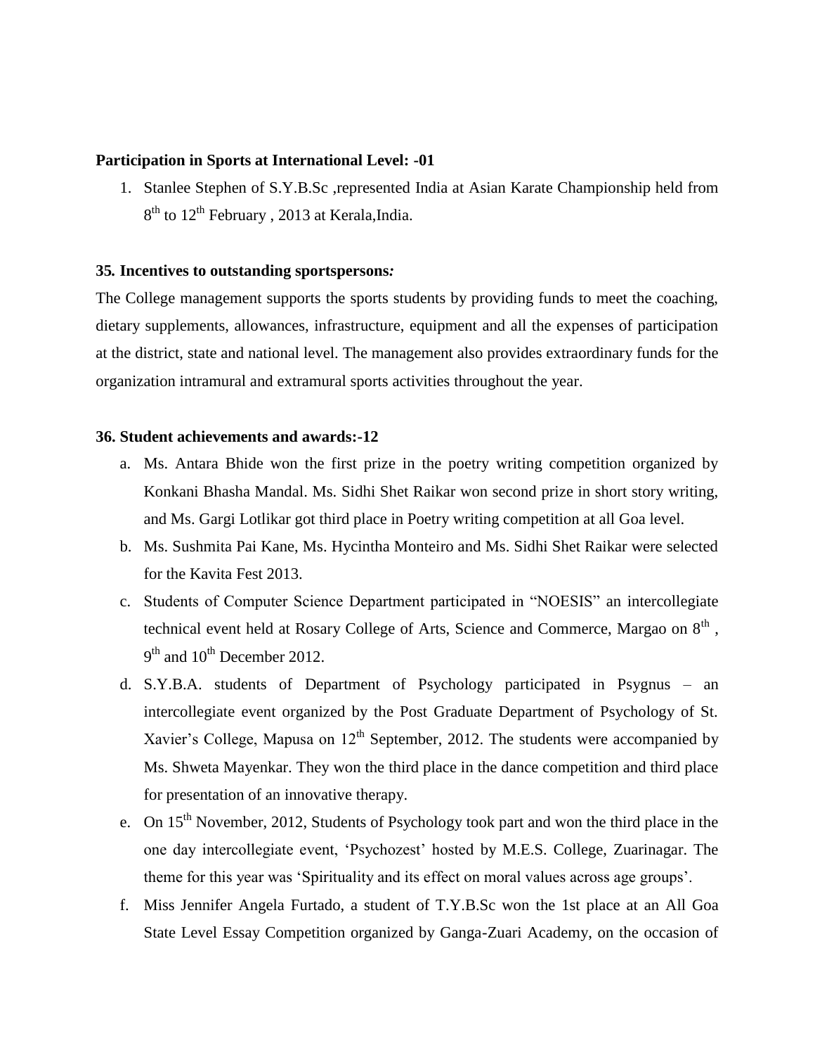**Participation in Sports at International Level: -01**

1. Stanlee Stephen of S.Y.B.Sc ,represented India at Asian Karate Championship held from 8th to 12th February , 2013 at Kerala,India.

**35. Incentives to outstanding sportspersons*:***

The College management supports the sports students by providing funds to meet the coaching, dietary supplements, allowances, infrastructure, equipment and all the expenses of participation at the district, state and national level. The management also provides extraordinary funds for the organization intramural and extramural sports activities throughout the year.

**36. Student achievements and awards:-12**

a. Ms. Antara Bhide won the first prize in the poetry writing competition organized by Konkani Bhasha Mandal. Ms. Sidhi Shet Raikar won second prize in short story writing, and Ms. Gargi Lotlikar got third place in Poetry writing competition at all Goa level.
b. Ms. Sushmita Pai Kane, Ms. Hycintha Monteiro and Ms. Sidhi Shet Raikar were selected for the Kavita Fest 2013.
c. Students of Computer Science Department participated in "NOESIS" an intercollegiate technical event held at Rosary College of Arts, Science and Commerce, Margao on 8th , 9th and 10th December 2012.
d. S.Y.B.A. students of Department of Psychology participated in Psygnus – an intercollegiate event organized by the Post Graduate Department of Psychology of St. Xavier's College, Mapusa on 12th September, 2012. The students were accompanied by Ms. Shweta Mayenkar. They won the third place in the dance competition and third place for presentation of an innovative therapy.
e. On 15th November, 2012, Students of Psychology took part and won the third place in the one day intercollegiate event, 'Psychozest' hosted by M.E.S. College, Zuarinagar. The theme for this year was 'Spirituality and its effect on moral values across age groups'.
f. Miss Jennifer Angela Furtado, a student of T.Y.B.Sc won the 1st place at an All Goa State Level Essay Competition organized by Ganga-Zuari Academy, on the occasion of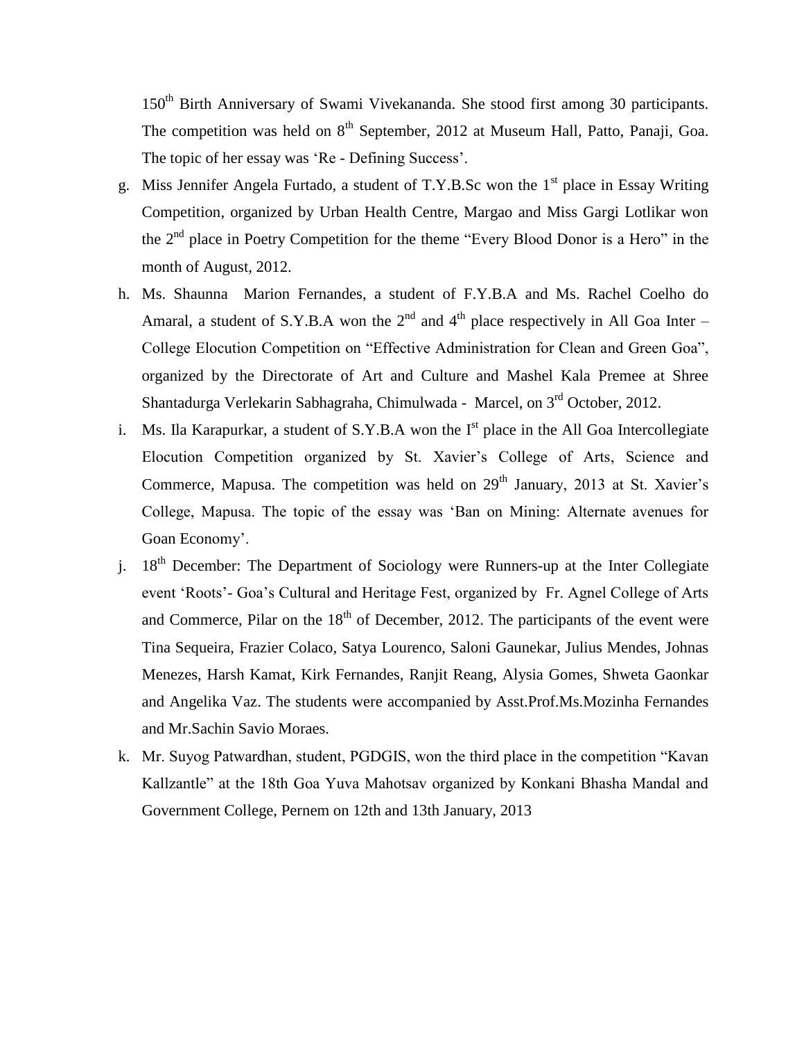150th Birth Anniversary of Swami Vivekananda. She stood first among 30 participants. The competition was held on 8th September, 2012 at Museum Hall, Patto, Panaji, Goa. The topic of her essay was 'Re - Defining Success'.

g. Miss Jennifer Angela Furtado, a student of T.Y.B.Sc won the 1st place in Essay Writing Competition, organized by Urban Health Centre, Margao and Miss Gargi Lotlikar won the 2nd place in Poetry Competition for the theme "Every Blood Donor is a Hero" in the month of August, 2012.
h. Ms. Shaunna Marion Fernandes, a student of F.Y.B.A and Ms. Rachel Coelho do Amaral, a student of S.Y.B.A won the 2nd and 4th place respectively in All Goa Inter – College Elocution Competition on "Effective Administration for Clean and Green Goa", organized by the Directorate of Art and Culture and Mashel Kala Premee at Shree Shantadurga Verlekarin Sabhagraha, Chimulwada - Marcel, on 3rd October, 2012.
i. Ms. Ila Karapurkar, a student of S.Y.B.A won the Ist place in the All Goa Intercollegiate Elocution Competition organized by St. Xavier's College of Arts, Science and Commerce, Mapusa. The competition was held on 29th January, 2013 at St. Xavier's College, Mapusa. The topic of the essay was 'Ban on Mining: Alternate avenues for Goan Economy'.
j. 18th December: The Department of Sociology were Runners-up at the Inter Collegiate event 'Roots'- Goa's Cultural and Heritage Fest, organized by Fr. Agnel College of Arts and Commerce, Pilar on the 18th of December, 2012. The participants of the event were Tina Sequeira, Frazier Colaco, Satya Lourenco, Saloni Gaunekar, Julius Mendes, Johnas Menezes, Harsh Kamat, Kirk Fernandes, Ranjit Reang, Alysia Gomes, Shweta Gaonkar and Angelika Vaz. The students were accompanied by Asst.Prof.Ms.Mozinha Fernandes and Mr.Sachin Savio Moraes.
k. Mr. Suyog Patwardhan, student, PGDGIS, won the third place in the competition "Kavan Kallzantle" at the 18th Goa Yuva Mahotsav organized by Konkani Bhasha Mandal and Government College, Pernem on 12th and 13th January, 2013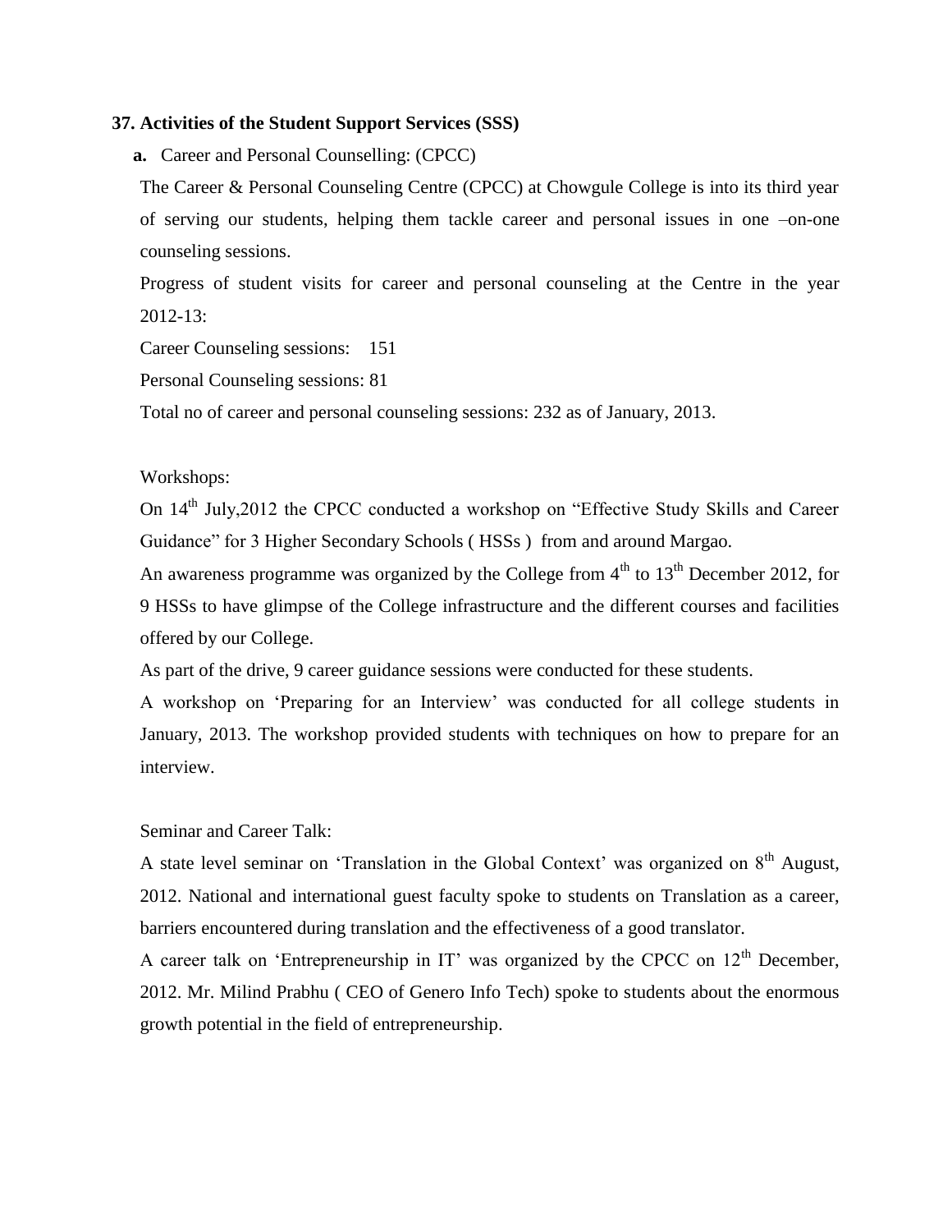### 37. Activities of the Student Support Services (SSS)

**a.** Career and Personal Counselling: (CPCC)

The Career & Personal Counseling Centre (CPCC) at Chowgule College is into its third year of serving our students, helping them tackle career and personal issues in one –on-one counseling sessions.

Progress of student visits for career and personal counseling at the Centre in the year 2012-13:

Career Counseling sessions: 151

Personal Counseling sessions: 81

Total no of career and personal counseling sessions: 232 as of January, 2013.

Workshops:

On 14th July,2012 the CPCC conducted a workshop on "Effective Study Skills and Career Guidance" for 3 Higher Secondary Schools ( HSSs ) from and around Margao.

An awareness programme was organized by the College from 4th to 13th December 2012, for 9 HSSs to have glimpse of the College infrastructure and the different courses and facilities offered by our College.

As part of the drive, 9 career guidance sessions were conducted for these students.

A workshop on 'Preparing for an Interview' was conducted for all college students in January, 2013. The workshop provided students with techniques on how to prepare for an interview.

Seminar and Career Talk:

A state level seminar on 'Translation in the Global Context' was organized on 8th August, 2012. National and international guest faculty spoke to students on Translation as a career, barriers encountered during translation and the effectiveness of a good translator.

A career talk on 'Entrepreneurship in IT' was organized by the CPCC on 12th December, 2012. Mr. Milind Prabhu ( CEO of Genero Info Tech) spoke to students about the enormous growth potential in the field of entrepreneurship.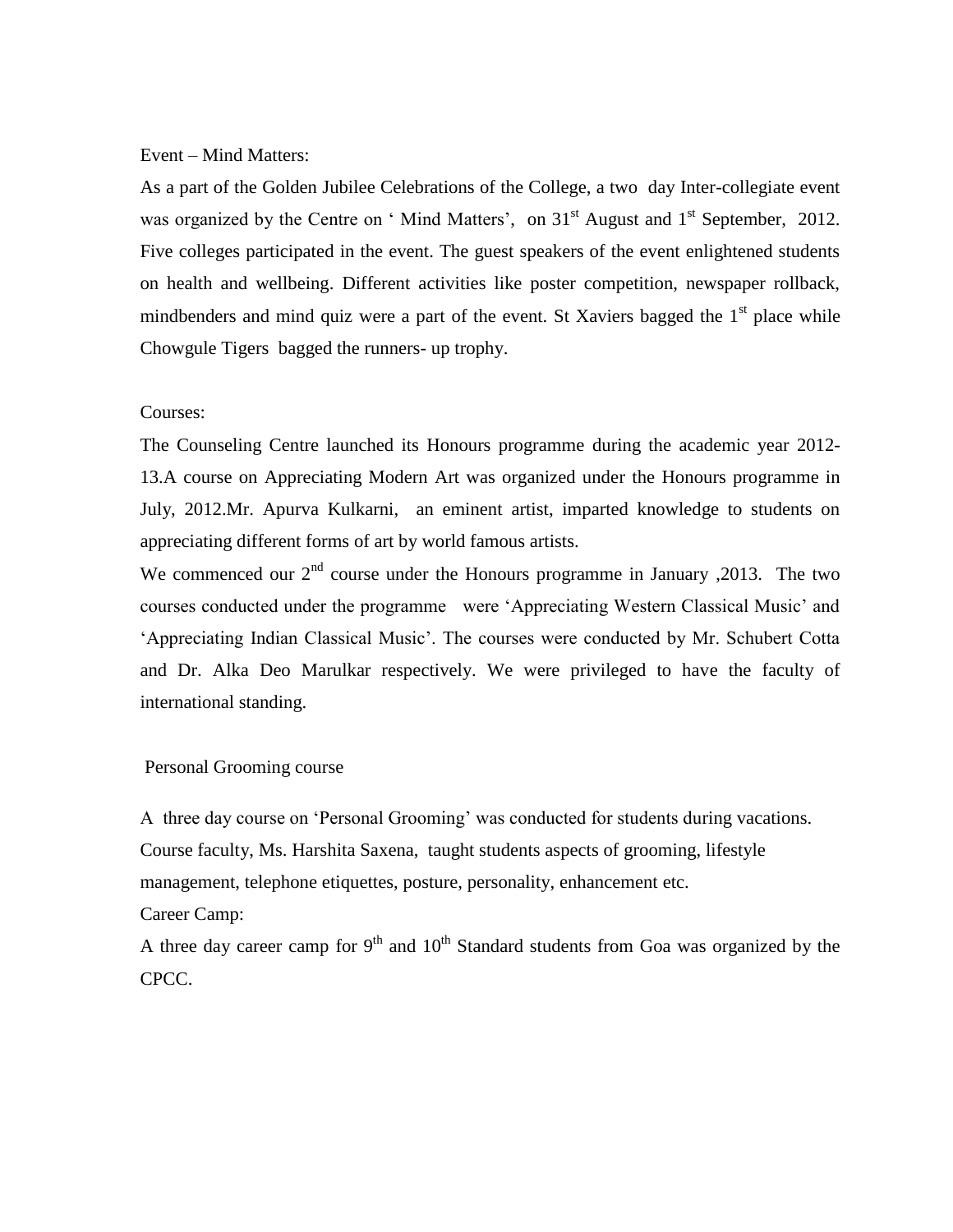Event – Mind Matters:

As a part of the Golden Jubilee Celebrations of the College, a two day Inter-collegiate event was organized by the Centre on ' Mind Matters', on 31st August and 1st September, 2012. Five colleges participated in the event. The guest speakers of the event enlightened students on health and wellbeing. Different activities like poster competition, newspaper rollback, mindbenders and mind quiz were a part of the event. St Xaviers bagged the 1st place while Chowgule Tigers bagged the runners- up trophy.

Courses:

The Counseling Centre launched its Honours programme during the academic year 2012-13.A course on Appreciating Modern Art was organized under the Honours programme in July, 2012.Mr. Apurva Kulkarni, an eminent artist, imparted knowledge to students on appreciating different forms of art by world famous artists.

We commenced our 2nd course under the Honours programme in January ,2013. The two courses conducted under the programme were 'Appreciating Western Classical Music' and 'Appreciating Indian Classical Music'. The courses were conducted by Mr. Schubert Cotta and Dr. Alka Deo Marulkar respectively. We were privileged to have the faculty of international standing.

Personal Grooming course

A three day course on 'Personal Grooming' was conducted for students during vacations. Course faculty, Ms. Harshita Saxena, taught students aspects of grooming, lifestyle management, telephone etiquettes, posture, personality, enhancement etc.

Career Camp:

A three day career camp for 9th and 10th Standard students from Goa was organized by the CPCC.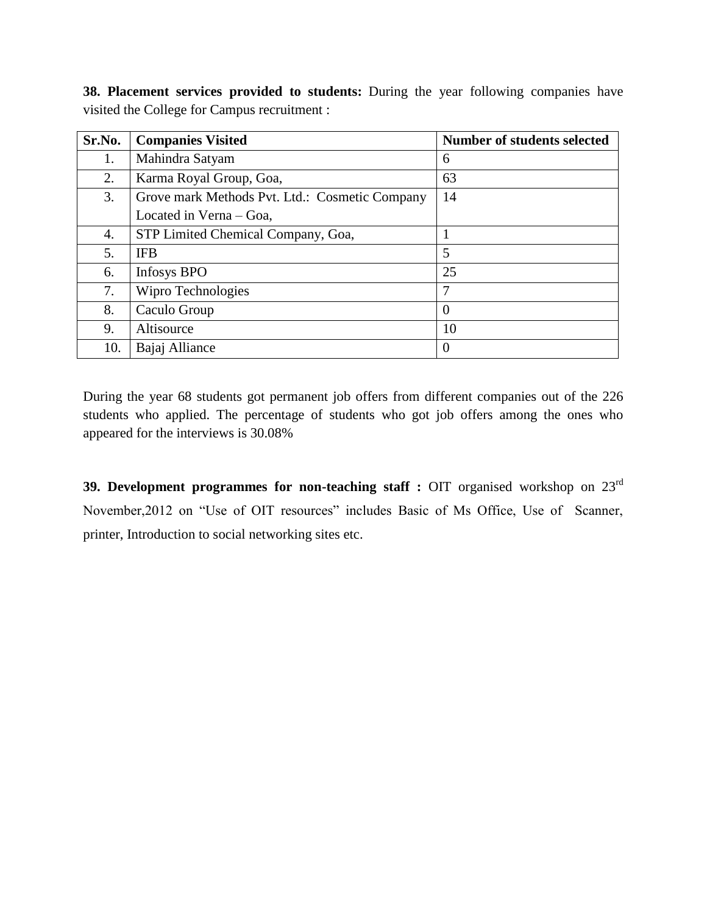**38. Placement services provided to students:** During the year following companies have visited the College for Campus recruitment :

| Sr.No. | Companies Visited | Number of students selected |
|---|---|---|
| 1. | Mahindra Satyam | 6 |
| 2. | Karma Royal Group, Goa, | 63 |
| 3. | Grove mark Methods Pvt. Ltd.: Cosmetic Company Located in Verna – Goa, | 14 |
| 4. | STP Limited Chemical Company, Goa, | 1 |
| 5. | IFB | 5 |
| 6. | Infosys BPO | 25 |
| 7. | Wipro Technologies | 7 |
| 8. | Caculo Group | 0 |
| 9. | Altisource | 10 |
| 10. | Bajaj Alliance | 0 |

During the year 68 students got permanent job offers from different companies out of the 226 students who applied. The percentage of students who got job offers among the ones who appeared for the interviews is 30.08%

**39. Development programmes for non-teaching staff :** OIT organised workshop on 23rd November,2012 on "Use of OIT resources" includes Basic of Ms Office, Use of Scanner, printer, Introduction to social networking sites etc.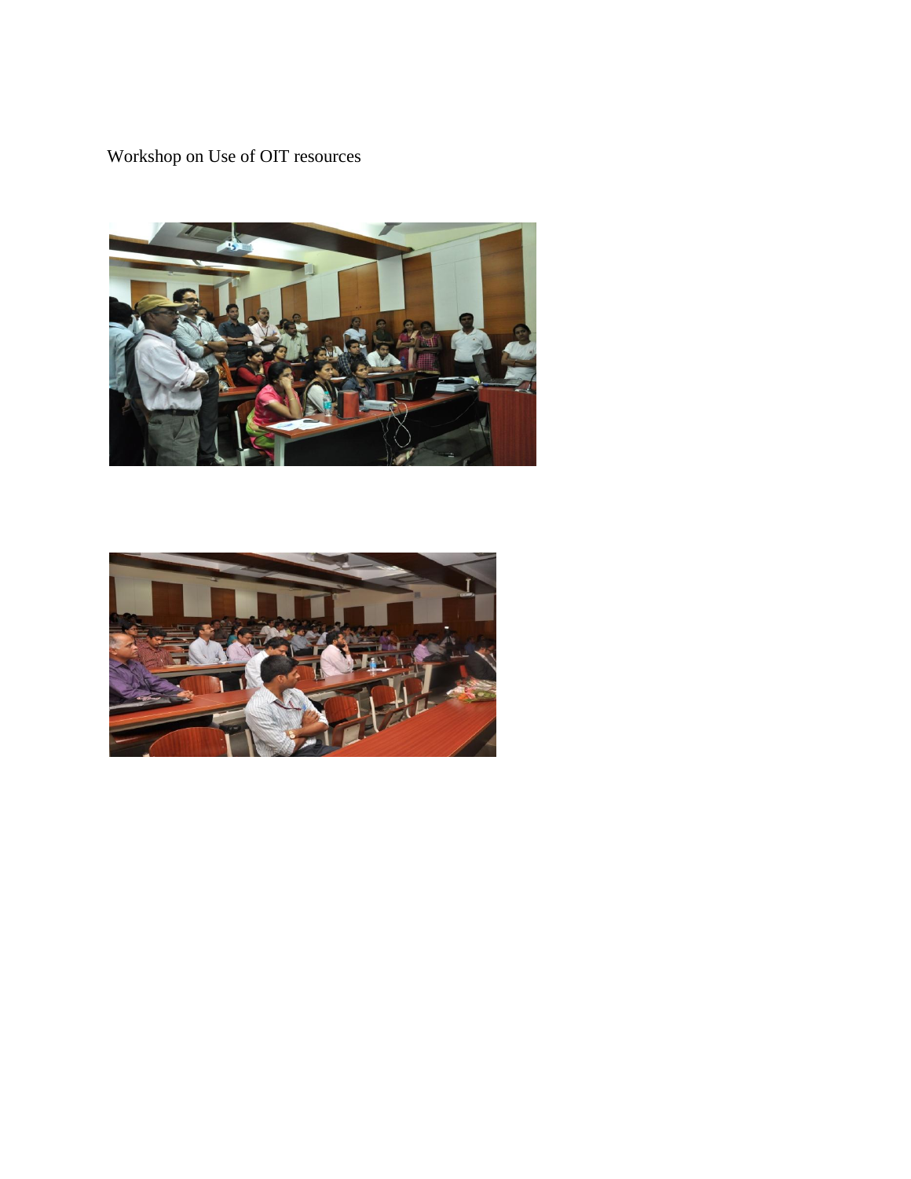Workshop on Use of OIT resources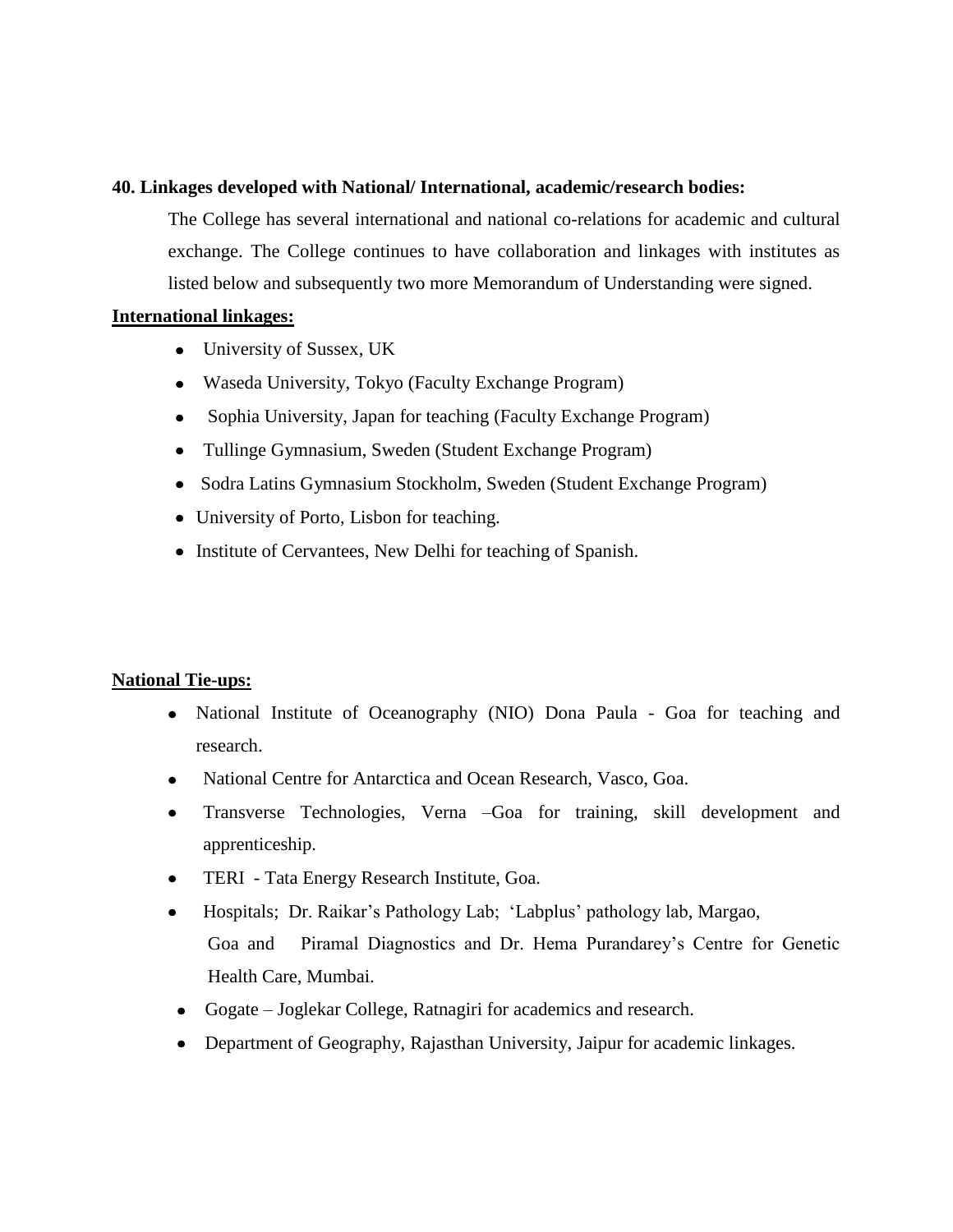**40. Linkages developed with National/ International, academic/research bodies:**

The College has several international and national co-relations for academic and cultural exchange. The College continues to have collaboration and linkages with institutes as listed below and subsequently two more Memorandum of Understanding were signed.

**International linkages:**

- University of Sussex, UK
- Waseda University, Tokyo (Faculty Exchange Program)
- Sophia University, Japan for teaching (Faculty Exchange Program)
- Tullinge Gymnasium, Sweden (Student Exchange Program)
- Sodra Latins Gymnasium Stockholm, Sweden (Student Exchange Program)
- University of Porto, Lisbon for teaching.
- Institute of Cervantees, New Delhi for teaching of Spanish.

**National Tie-ups:**

- National Institute of Oceanography (NIO) Dona Paula - Goa for teaching and research.
- National Centre for Antarctica and Ocean Research, Vasco, Goa.
- Transverse Technologies, Verna –Goa for training, skill development and apprenticeship.
- TERI - Tata Energy Research Institute, Goa.
- Hospitals; Dr. Raikar's Pathology Lab; 'Labplus' pathology lab, Margao, Goa and Piramal Diagnostics and Dr. Hema Purandarey's Centre for Genetic Health Care, Mumbai.
- Gogate – Joglekar College, Ratnagiri for academics and research.
- Department of Geography, Rajasthan University, Jaipur for academic linkages.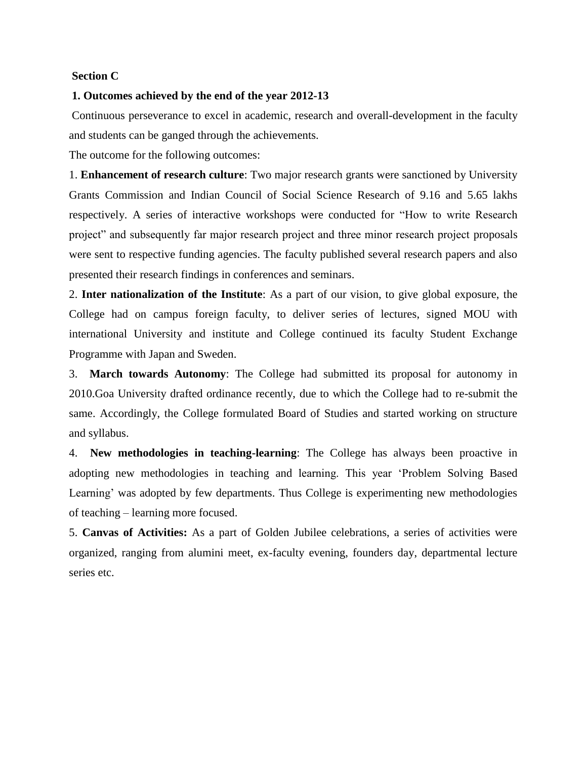**Section C**

**1. Outcomes achieved by the end of the year 2012-13**

Continuous perseverance to excel in academic, research and overall-development in the faculty and students can be ganged through the achievements.

The outcome for the following outcomes:

1. **Enhancement of research culture**: Two major research grants were sanctioned by University Grants Commission and Indian Council of Social Science Research of 9.16 and 5.65 lakhs respectively. A series of interactive workshops were conducted for "How to write Research project" and subsequently far major research project and three minor research project proposals were sent to respective funding agencies. The faculty published several research papers and also presented their research findings in conferences and seminars.

2. **Inter nationalization of the Institute**: As a part of our vision, to give global exposure, the College had on campus foreign faculty, to deliver series of lectures, signed MOU with international University and institute and College continued its faculty Student Exchange Programme with Japan and Sweden.

3. **March towards Autonomy**: The College had submitted its proposal for autonomy in 2010.Goa University drafted ordinance recently, due to which the College had to re-submit the same. Accordingly, the College formulated Board of Studies and started working on structure and syllabus.

4. **New methodologies in teaching-learning**: The College has always been proactive in adopting new methodologies in teaching and learning. This year 'Problem Solving Based Learning' was adopted by few departments. Thus College is experimenting new methodologies of teaching – learning more focused.

5. **Canvas of Activities:** As a part of Golden Jubilee celebrations, a series of activities were organized, ranging from alumini meet, ex-faculty evening, founders day, departmental lecture series etc.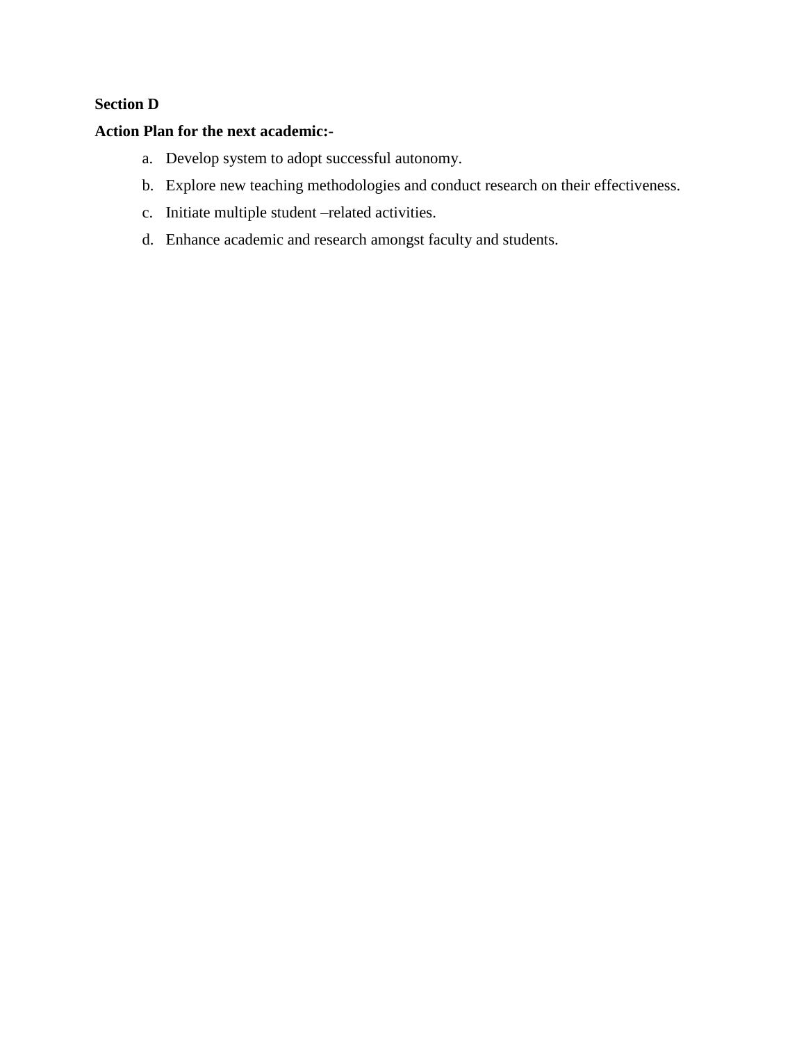**Section D**

**Action Plan for the next academic:-**

a. Develop system to adopt successful autonomy.
b. Explore new teaching methodologies and conduct research on their effectiveness.
c. Initiate multiple student –related activities.
d. Enhance academic and research amongst faculty and students.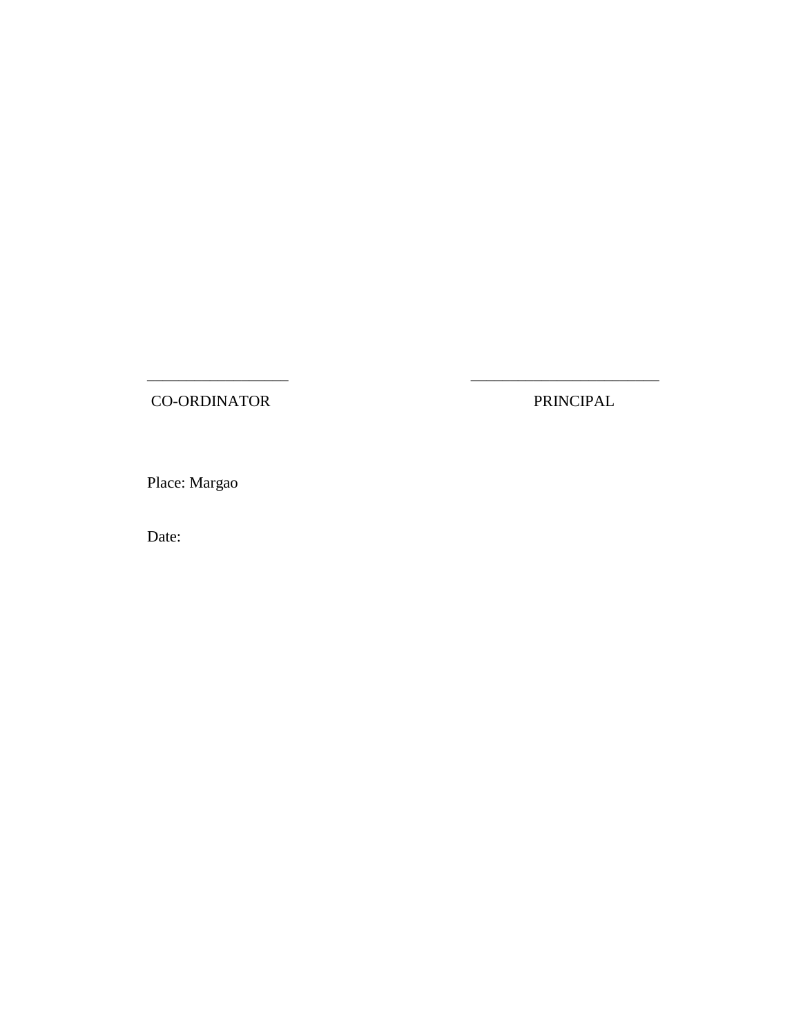| \_\_\_\_\_\_\_\_\_\_\_\_\_\_\_\_\_\_ | \_\_\_\_\_\_\_\_\_\_\_\_\_\_\_\_\_\_\_\_\_\_\_\_ |
|---|---|
| CO-ORDINATOR | PRINCIPAL |

Place: Margao

Date: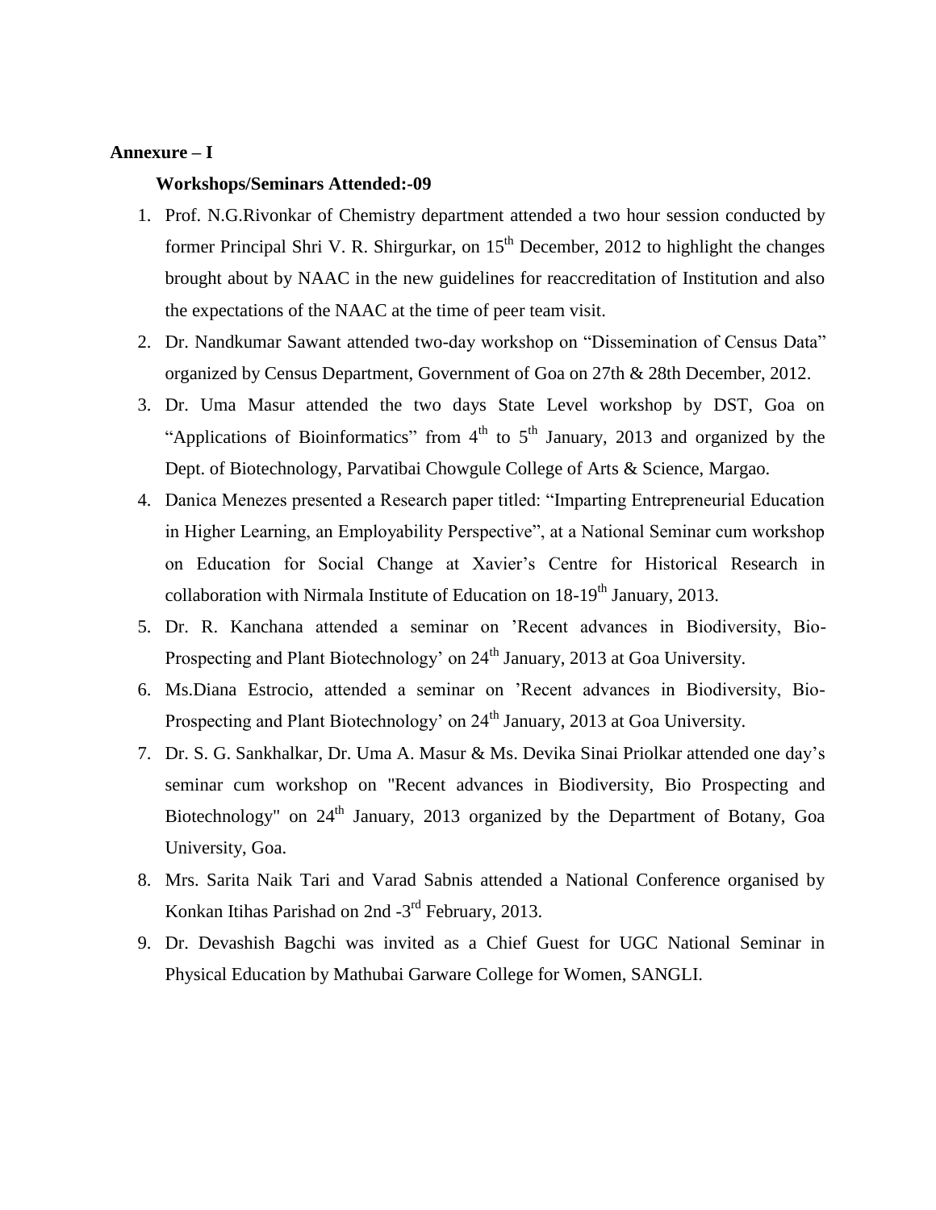**Annexure – I**

**Workshops/Seminars Attended:-09**

1. Prof. N.G.Rivonkar of Chemistry department attended a two hour session conducted by former Principal Shri V. R. Shirgurkar, on 15th December, 2012 to highlight the changes brought about by NAAC in the new guidelines for reaccreditation of Institution and also the expectations of the NAAC at the time of peer team visit.
2. Dr. Nandkumar Sawant attended two-day workshop on "Dissemination of Census Data" organized by Census Department, Government of Goa on 27th & 28th December, 2012.
3. Dr. Uma Masur attended the two days State Level workshop by DST, Goa on "Applications of Bioinformatics" from 4th to 5th January, 2013 and organized by the Dept. of Biotechnology, Parvatibai Chowgule College of Arts & Science, Margao.
4. Danica Menezes presented a Research paper titled: "Imparting Entrepreneurial Education in Higher Learning, an Employability Perspective", at a National Seminar cum workshop on Education for Social Change at Xavier's Centre for Historical Research in collaboration with Nirmala Institute of Education on 18-19th January, 2013.
5. Dr. R. Kanchana attended a seminar on 'Recent advances in Biodiversity, Bio-Prospecting and Plant Biotechnology' on 24th January, 2013 at Goa University.
6. Ms.Diana Estrocio, attended a seminar on 'Recent advances in Biodiversity, Bio-Prospecting and Plant Biotechnology' on 24th January, 2013 at Goa University.
7. Dr. S. G. Sankhalkar, Dr. Uma A. Masur & Ms. Devika Sinai Priolkar attended one day's seminar cum workshop on "Recent advances in Biodiversity, Bio Prospecting and Biotechnology" on 24th January, 2013 organized by the Department of Botany, Goa University, Goa.
8. Mrs. Sarita Naik Tari and Varad Sabnis attended a National Conference organised by Konkan Itihas Parishad on 2nd -3rd February, 2013.
9. Dr. Devashish Bagchi was invited as a Chief Guest for UGC National Seminar in Physical Education by Mathubai Garware College for Women, SANGLI.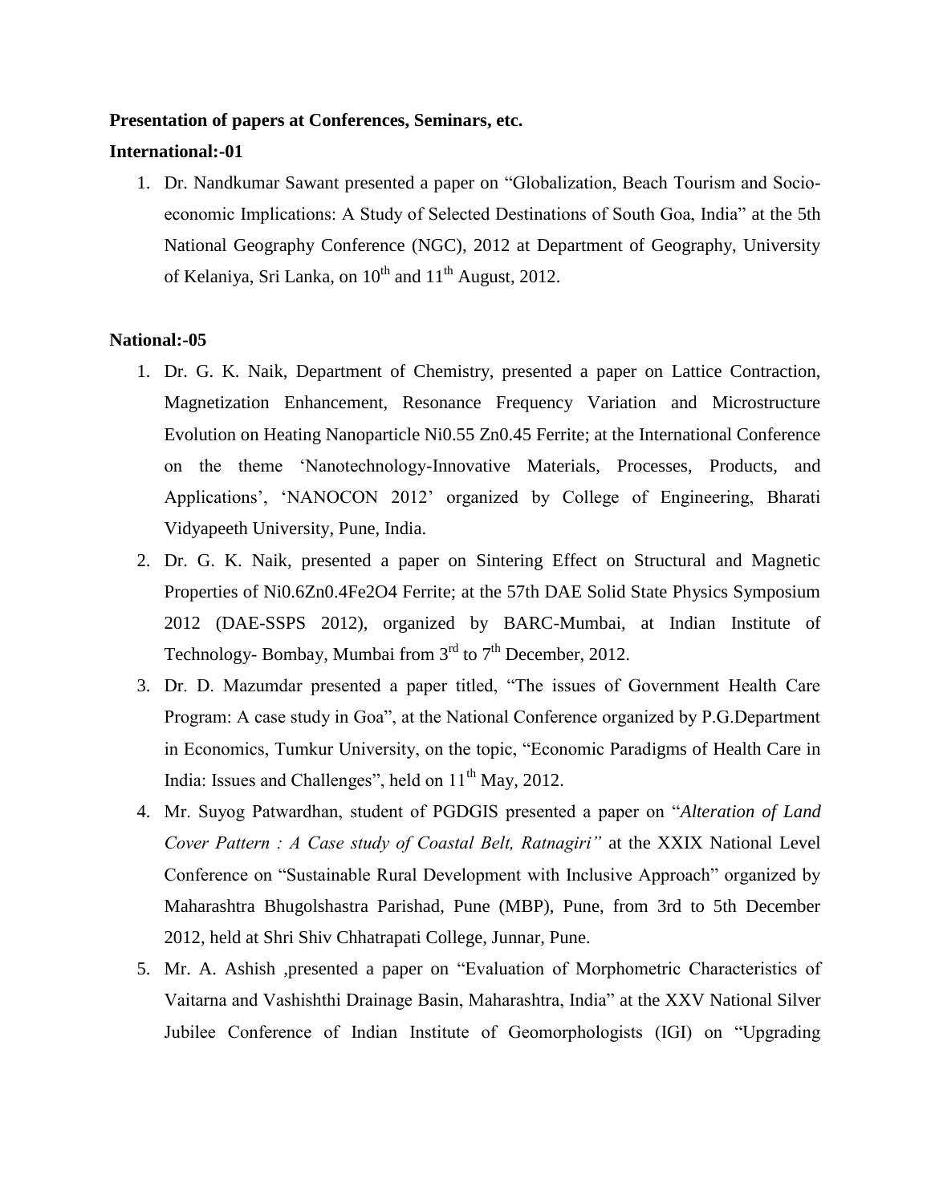**Presentation of papers at Conferences, Seminars, etc.**

**International:-01**

1. Dr. Nandkumar Sawant presented a paper on "Globalization, Beach Tourism and Socio-economic Implications: A Study of Selected Destinations of South Goa, India" at the 5th National Geography Conference (NGC), 2012 at Department of Geography, University of Kelaniya, Sri Lanka, on 10th and 11th August, 2012.

**National:-05**

1. Dr. G. K. Naik, Department of Chemistry, presented a paper on Lattice Contraction, Magnetization Enhancement, Resonance Frequency Variation and Microstructure Evolution on Heating Nanoparticle $Ni_{0.55}Zn_{0.45}$ Ferrite; at the International Conference on the theme 'Nanotechnology-Innovative Materials, Processes, Products, and Applications', 'NANOCON 2012' organized by College of Engineering, Bharati Vidyapeeth University, Pune, India.
2. Dr. G. K. Naik, presented a paper on Sintering Effect on Structural and Magnetic Properties of $Ni_{0.6}Zn_{0.4}Fe_2O_4$ Ferrite; at the 57th DAE Solid State Physics Symposium 2012 (DAE-SSPS 2012), organized by BARC-Mumbai, at Indian Institute of Technology- Bombay, Mumbai from 3rd to 7th December, 2012.
3. Dr. D. Mazumdar presented a paper titled, "The issues of Government Health Care Program: A case study in Goa", at the National Conference organized by P.G.Department in Economics, Tumkur University, on the topic, "Economic Paradigms of Health Care in India: Issues and Challenges", held on 11th May, 2012.
4. Mr. Suyog Patwardhan, student of PGDGIS presented a paper on "*Alteration of Land Cover Pattern : A Case study of Coastal Belt, Ratnagiri"* at the XXIX National Level Conference on "Sustainable Rural Development with Inclusive Approach" organized by Maharashtra Bhugolshastra Parishad, Pune (MBP), Pune, from 3rd to 5th December 2012, held at Shri Shiv Chhatrapati College, Junnar, Pune.
5. Mr. A. Ashish ,presented a paper on "Evaluation of Morphometric Characteristics of Vaitarna and Vashishthi Drainage Basin, Maharashtra, India" at the XXV National Silver Jubilee Conference of Indian Institute of Geomorphologists (IGI) on "Upgrading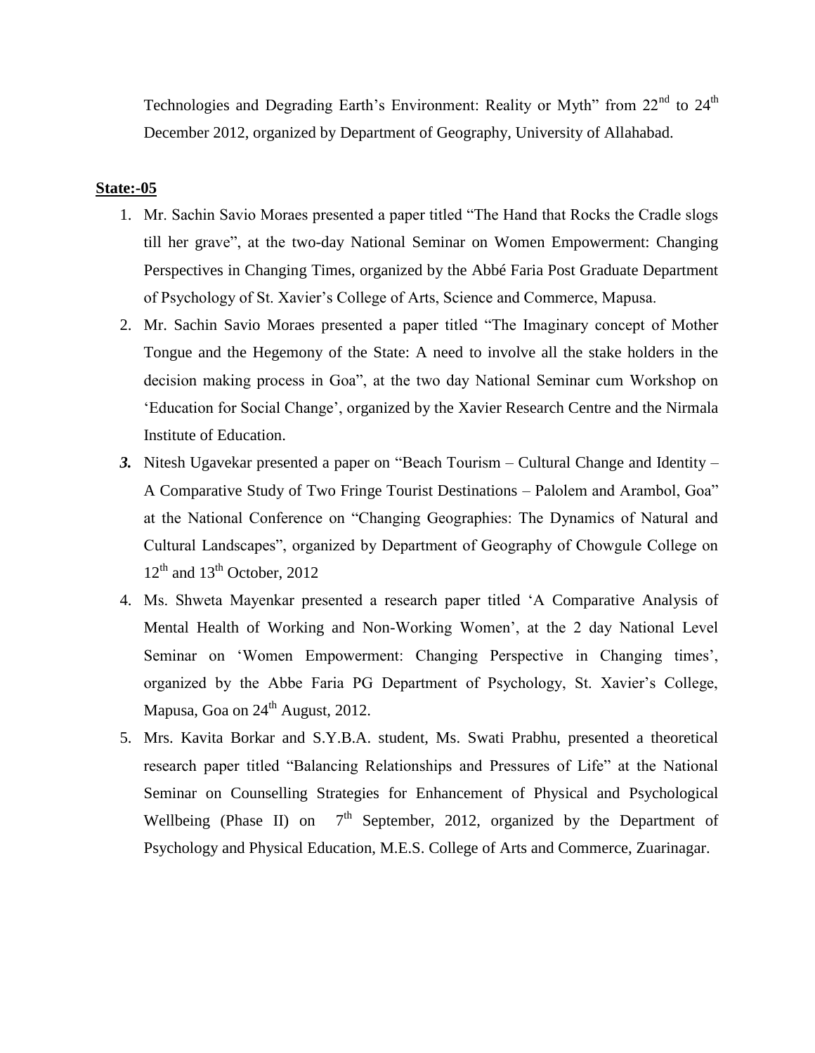Technologies and Degrading Earth's Environment: Reality or Myth" from 22nd to 24th December 2012, organized by Department of Geography, University of Allahabad.

**State:-05**

1. Mr. Sachin Savio Moraes presented a paper titled "The Hand that Rocks the Cradle slogs till her grave", at the two-day National Seminar on Women Empowerment: Changing Perspectives in Changing Times, organized by the Abbé Faria Post Graduate Department of Psychology of St. Xavier's College of Arts, Science and Commerce, Mapusa.
2. Mr. Sachin Savio Moraes presented a paper titled "The Imaginary concept of Mother Tongue and the Hegemony of the State: A need to involve all the stake holders in the decision making process in Goa", at the two day National Seminar cum Workshop on 'Education for Social Change', organized by the Xavier Research Centre and the Nirmala Institute of Education.
3. Nitesh Ugavekar presented a paper on "Beach Tourism – Cultural Change and Identity – A Comparative Study of Two Fringe Tourist Destinations – Palolem and Arambol, Goa" at the National Conference on "Changing Geographies: The Dynamics of Natural and Cultural Landscapes", organized by Department of Geography of Chowgule College on 12th and 13th October, 2012
4. Ms. Shweta Mayenkar presented a research paper titled 'A Comparative Analysis of Mental Health of Working and Non-Working Women', at the 2 day National Level Seminar on 'Women Empowerment: Changing Perspective in Changing times', organized by the Abbe Faria PG Department of Psychology, St. Xavier's College, Mapusa, Goa on 24th August, 2012.
5. Mrs. Kavita Borkar and S.Y.B.A. student, Ms. Swati Prabhu, presented a theoretical research paper titled "Balancing Relationships and Pressures of Life" at the National Seminar on Counselling Strategies for Enhancement of Physical and Psychological Wellbeing (Phase II) on 7th September, 2012, organized by the Department of Psychology and Physical Education, M.E.S. College of Arts and Commerce, Zuarinagar.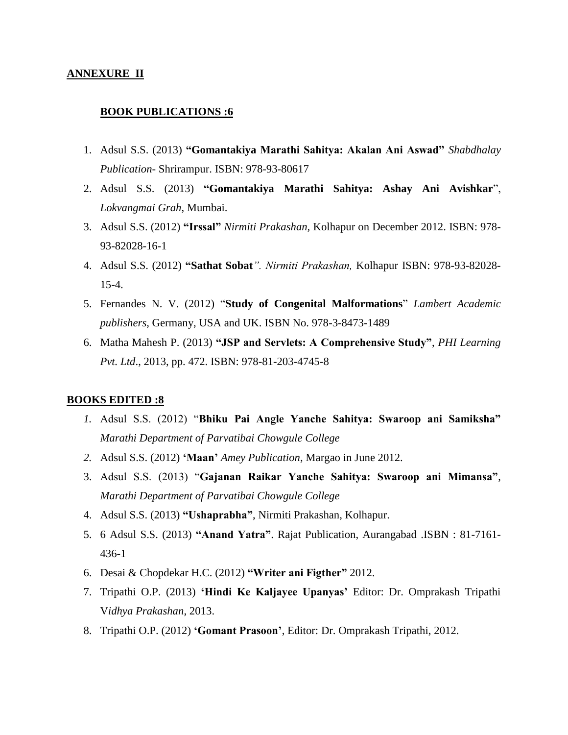**ANNEXURE II**

## BOOK PUBLICATIONS :6

1. Adsul S.S. (2013) **"Gomantakiya Marathi Sahitya: Akalan Ani Aswad"** *Shabdhalay Publication*- Shrirampur. ISBN: 978-93-80617
2. Adsul S.S. (2013) **"Gomantakiya Marathi Sahitya: Ashay Ani Avishkar**", *Lokvangmai Grah*, Mumbai.
3. Adsul S.S. (2012) **"Irssal"** *Nirmiti Prakashan*, Kolhapur on December 2012. ISBN: 978-93-82028-16-1
4. Adsul S.S. (2012) **"Sathat Sobat***". Nirmiti Prakashan,* Kolhapur ISBN: 978-93-82028-15-4.
5. Fernandes N. V. (2012) "**Study of Congenital Malformations**" *Lambert Academic publishers*, Germany, USA and UK. ISBN No. 978-3-8473-1489
6. Matha Mahesh P. (2013) **"JSP and Servlets: A Comprehensive Study"**, *PHI Learning Pvt. Ltd*., 2013, pp. 472. ISBN: 978-81-203-4745-8

## BOOKS EDITED :8

1. Adsul S.S. (2012) "**Bhiku Pai Angle Yanche Sahitya: Swaroop ani Samiksha"** *Marathi Department of Parvatibai Chowgule College*
2. Adsul S.S. (2012) **'Maan'** *Amey Publication,* Margao in June 2012.
3. Adsul S.S. (2013) "**Gajanan Raikar Yanche Sahitya: Swaroop ani Mimansa"**, *Marathi Department of Parvatibai Chowgule College*
4. Adsul S.S. (2013) **"Ushaprabha"**, Nirmiti Prakashan, Kolhapur.
5. 6 Adsul S.S. (2013) **"Anand Yatra"**. Rajat Publication, Aurangabad .ISBN : 81-7161-436-1
6. Desai & Chopdekar H.C. (2012) **"Writer ani Figther"** 2012.
7. Tripathi O.P. (2013) **'Hindi Ke Kaljayee Upanyas'** Editor: Dr. Omprakash Tripathi V*idhya Prakashan*, 2013.
8. Tripathi O.P. (2012) **'Gomant Prasoon'**, Editor: Dr. Omprakash Tripathi, 2012.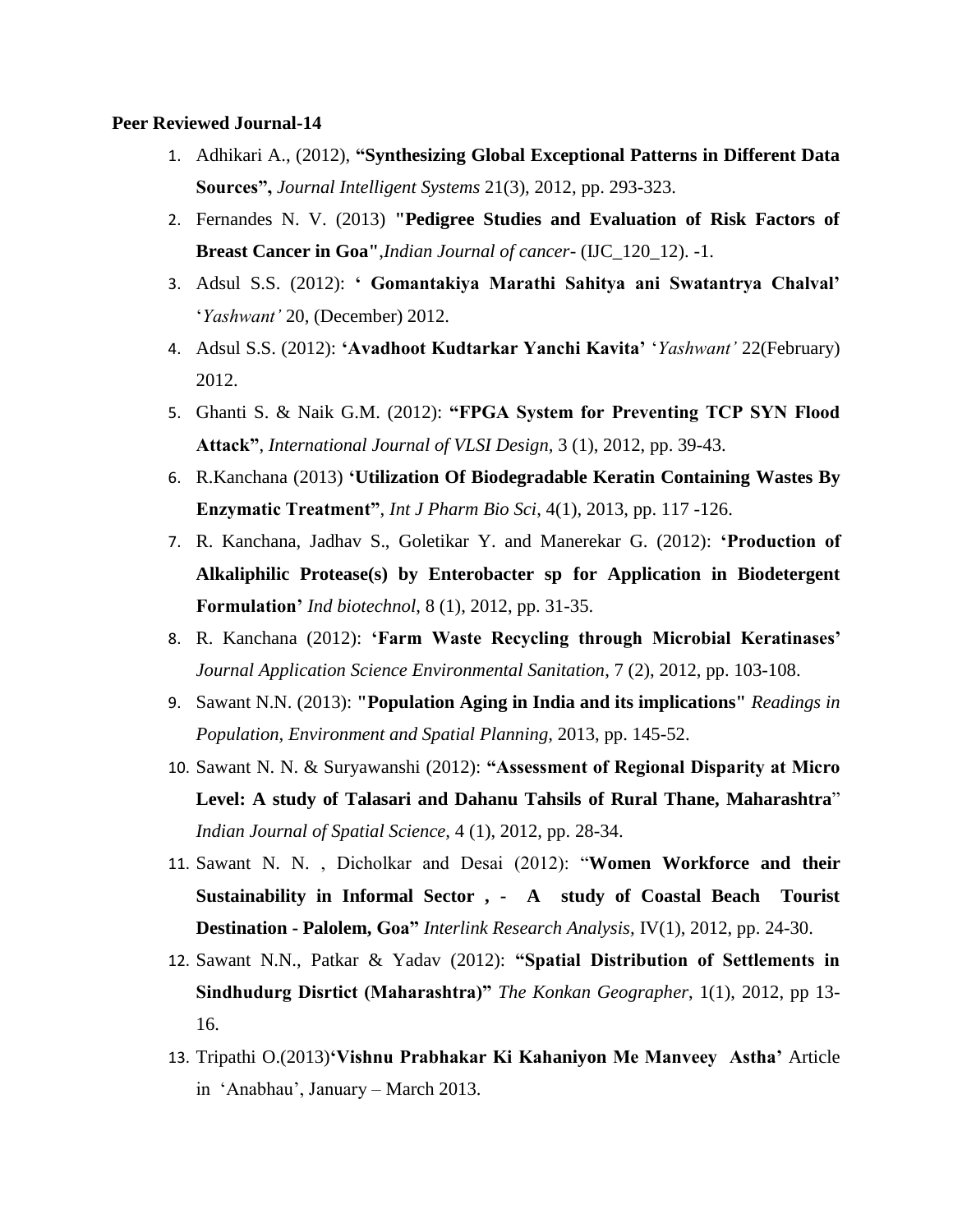**Peer Reviewed Journal-14**

1. Adhikari A., (2012), **"Synthesizing Global Exceptional Patterns in Different Data Sources",** *Journal Intelligent Systems* 21(3), 2012, pp. 293-323.
2. Fernandes N. V. (2013) **"Pedigree Studies and Evaluation of Risk Factors of Breast Cancer in Goa"**,*Indian Journal of cancer*- (IJC_120_12). -1.
3. Adsul S.S. (2012): **' Gomantakiya Marathi Sahitya ani Swatantrya Chalval'** '*Yashwant'* 20, (December) 2012.
4. Adsul S.S. (2012): **'Avadhoot Kudtarkar Yanchi Kavita'** '*Yashwant'* 22(February) 2012.
5. Ghanti S. & Naik G.M. (2012): **"FPGA System for Preventing TCP SYN Flood Attack"**, *International Journal of VLSI Design*, 3 (1), 2012, pp. 39-43.
6. R.Kanchana (2013) **'Utilization Of Biodegradable Keratin Containing Wastes By Enzymatic Treatment"**, *Int J Pharm Bio Sci*, 4(1), 2013, pp. 117 -126.
7. R. Kanchana, Jadhav S., Goletikar Y. and Manerekar G. (2012): **'Production of Alkaliphilic Protease(s) by Enterobacter sp for Application in Biodetergent Formulation'** *Ind biotechnol*, 8 (1), 2012, pp. 31-35.
8. R. Kanchana (2012): **'Farm Waste Recycling through Microbial Keratinases'** *Journal Application Science Environmental Sanitation*, 7 (2), 2012, pp. 103-108.
9. Sawant N.N. (2013): **"Population Aging in India and its implications"** *Readings in Population, Environment and Spatial Planning,* 2013, pp. 145-52.
10. Sawant N. N. & Suryawanshi (2012): **"Assessment of Regional Disparity at Micro Level: A study of Talasari and Dahanu Tahsils of Rural Thane, Maharashtra"** *Indian Journal of Spatial Science,* 4 (1), 2012, pp. 28-34.
11. Sawant N. N. , Dicholkar and Desai (2012): "**Women Workforce and their Sustainability in Informal Sector , - A study of Coastal Beach Tourist Destination - Palolem, Goa"** *Interlink Research Analysis,* IV(1), 2012, pp. 24-30.
12. Sawant N.N., Patkar & Yadav (2012): **"Spatial Distribution of Settlements in Sindhudurg Disrtict (Maharashtra)"** *The Konkan Geographer*, 1(1), 2012, pp 13-16.
13. Tripathi O.(2013)**'Vishnu Prabhakar Ki Kahaniyon Me Manveey Astha'** Article in 'Anabhau', January – March 2013.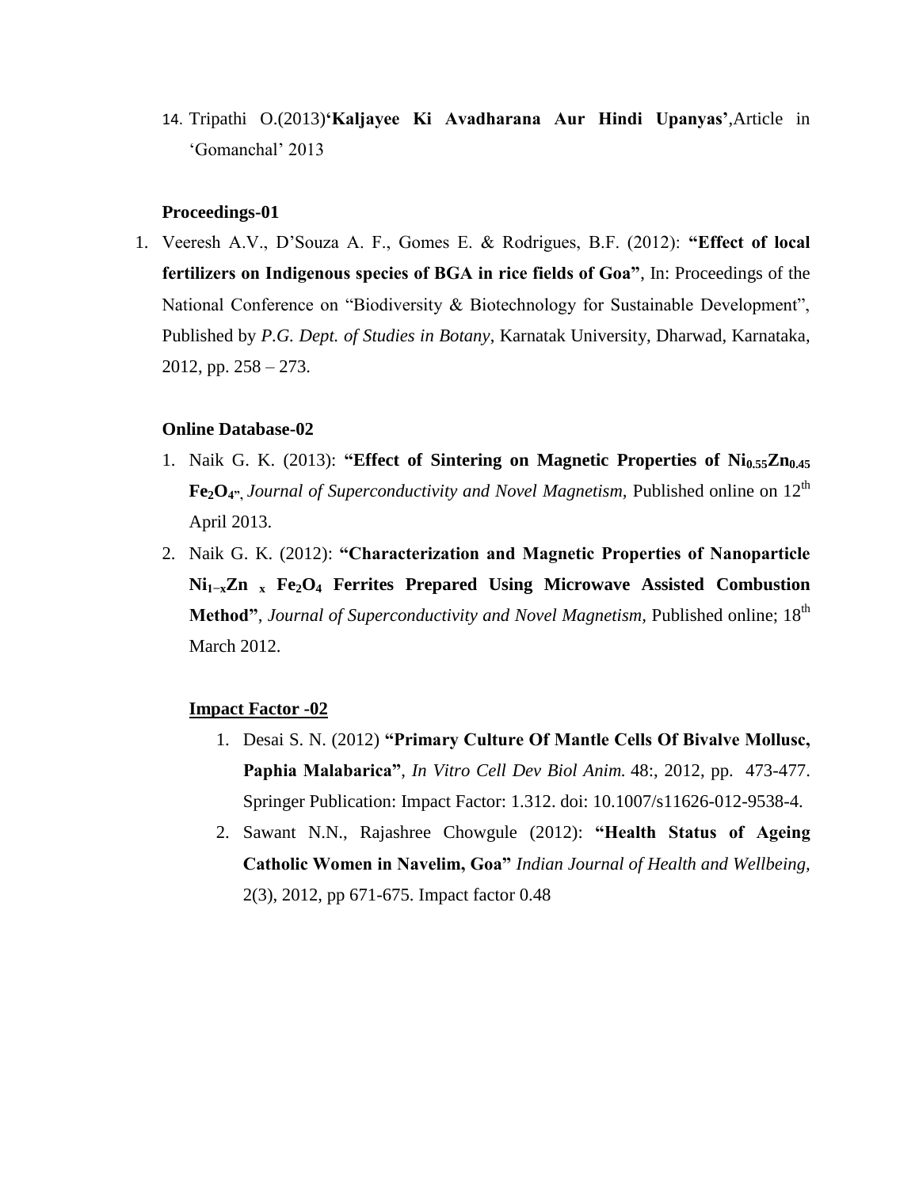14. Tripathi O.(2013)**'Kaljayee Ki Avadharana Aur Hindi Upanyas'**,Article in 'Gomanchal' 2013

**Proceedings-01**

1. Veeresh A.V., D'Souza A. F., Gomes E. & Rodrigues, B.F. (2012): **"Effect of local fertilizers on Indigenous species of BGA in rice fields of Goa"**, In: Proceedings of the National Conference on "Biodiversity & Biotechnology for Sustainable Development", Published by *P.G. Dept. of Studies in Botany*, Karnatak University, Dharwad, Karnataka, 2012, pp. 258 – 273.

**Online Database-02**

1. Naik G. K. (2013): **"Effect of Sintering on Magnetic Properties of $Ni_{0.55}Zn_{0.45}$ $Fe_2O_4$"**, *Journal of Superconductivity and Novel Magnetism*, Published online on 12th April 2013.
2. Naik G. K. (2012): **"Characterization and Magnetic Properties of Nanoparticle $Ni_{1-x}Zn_x$ $Fe_2O_4$ Ferrites Prepared Using Microwave Assisted Combustion Method"**, *Journal of Superconductivity and Novel Magnetism*, Published online; 18th March 2012.

**Impact Factor -02**

1. Desai S. N. (2012) **"Primary Culture Of Mantle Cells Of Bivalve Mollusc, Paphia Malabarica"**, *In Vitro Cell Dev Biol Anim.* 48:, 2012, pp. 473-477. Springer Publication: Impact Factor: 1.312. doi: 10.1007/s11626-012-9538-4.
2. Sawant N.N., Rajashree Chowgule (2012): **"Health Status of Ageing Catholic Women in Navelim, Goa"** *Indian Journal of Health and Wellbeing*, 2(3), 2012, pp 671-675. Impact factor 0.48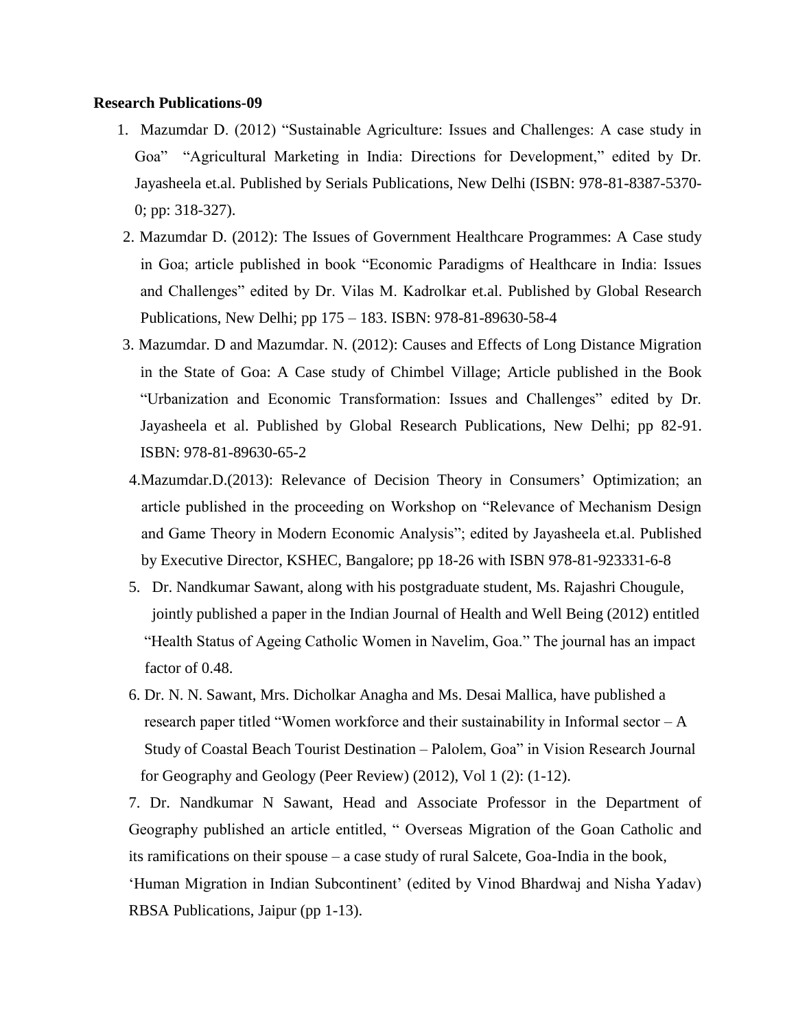**Research Publications-09**

1. Mazumdar D. (2012) "Sustainable Agriculture: Issues and Challenges: A case study in Goa" "Agricultural Marketing in India: Directions for Development," edited by Dr. Jayasheela et.al. Published by Serials Publications, New Delhi (ISBN: 978-81-8387-5370-0; pp: 318-327).
2. Mazumdar D. (2012): The Issues of Government Healthcare Programmes: A Case study in Goa; article published in book "Economic Paradigms of Healthcare in India: Issues and Challenges" edited by Dr. Vilas M. Kadrolkar et.al. Published by Global Research Publications, New Delhi; pp 175 – 183. ISBN: 978-81-89630-58-4
3. Mazumdar. D and Mazumdar. N. (2012): Causes and Effects of Long Distance Migration in the State of Goa: A Case study of Chimbel Village; Article published in the Book "Urbanization and Economic Transformation: Issues and Challenges" edited by Dr. Jayasheela et al. Published by Global Research Publications, New Delhi; pp 82-91. ISBN: 978-81-89630-65-2
4. Mazumdar.D.(2013): Relevance of Decision Theory in Consumers' Optimization; an article published in the proceeding on Workshop on "Relevance of Mechanism Design and Game Theory in Modern Economic Analysis"; edited by Jayasheela et.al. Published by Executive Director, KSHEC, Bangalore; pp 18-26 with ISBN 978-81-923331-6-8
5. Dr. Nandkumar Sawant, along with his postgraduate student, Ms. Rajashri Chougule, jointly published a paper in the Indian Journal of Health and Well Being (2012) entitled "Health Status of Ageing Catholic Women in Navelim, Goa." The journal has an impact factor of 0.48.
6. Dr. N. N. Sawant, Mrs. Dicholkar Anagha and Ms. Desai Mallica, have published a research paper titled "Women workforce and their sustainability in Informal sector – A Study of Coastal Beach Tourist Destination – Palolem, Goa" in Vision Research Journal for Geography and Geology (Peer Review) (2012), Vol 1 (2): (1-12).
7. Dr. Nandkumar N Sawant, Head and Associate Professor in the Department of Geography published an article entitled, " Overseas Migration of the Goan Catholic and its ramifications on their spouse – a case study of rural Salcete, Goa-India in the book, 'Human Migration in Indian Subcontinent' (edited by Vinod Bhardwaj and Nisha Yadav) RBSA Publications, Jaipur (pp 1-13).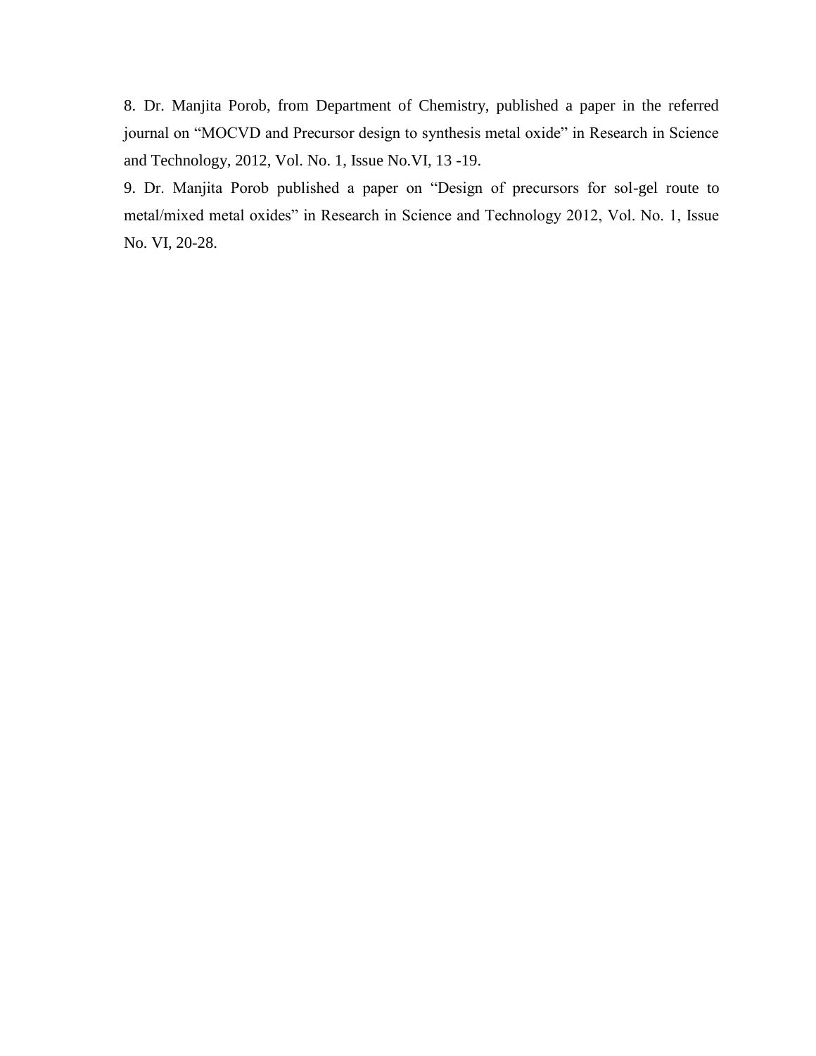8. Dr. Manjita Porob, from Department of Chemistry, published a paper in the referred journal on “MOCVD and Precursor design to synthesis metal oxide” in Research in Science and Technology, 2012, Vol. No. 1, Issue No.VI, 13 -19.

9. Dr. Manjita Porob published a paper on “Design of precursors for sol-gel route to metal/mixed metal oxides” in Research in Science and Technology 2012, Vol. No. 1, Issue No. VI, 20-28.